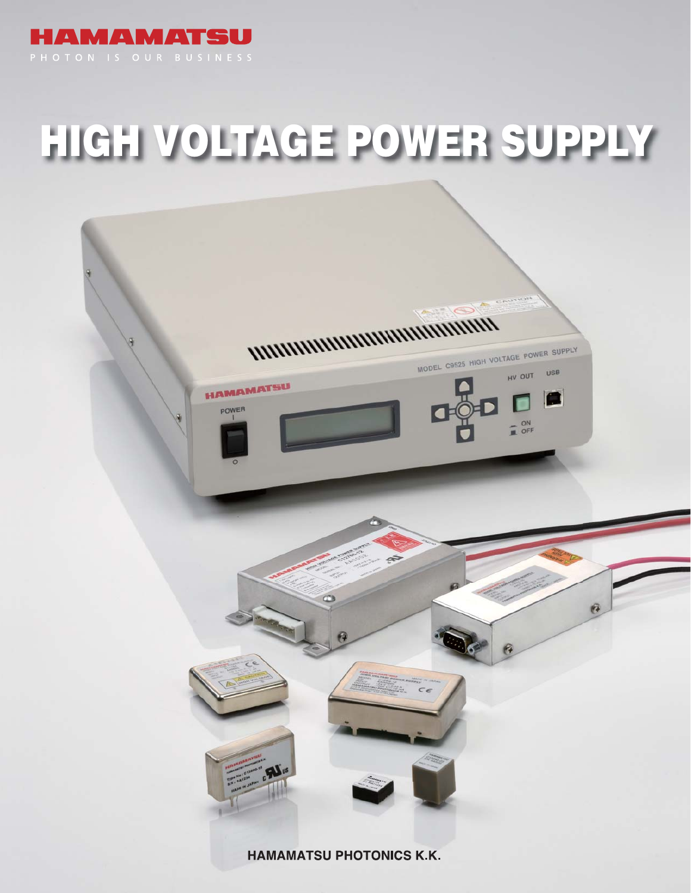HAMAMATSU

PHOTON IS OUR BUSINESS

# HIGH VOLTAGE POWER SUPPLY

HAMAMATSU PHOTONICS K.K.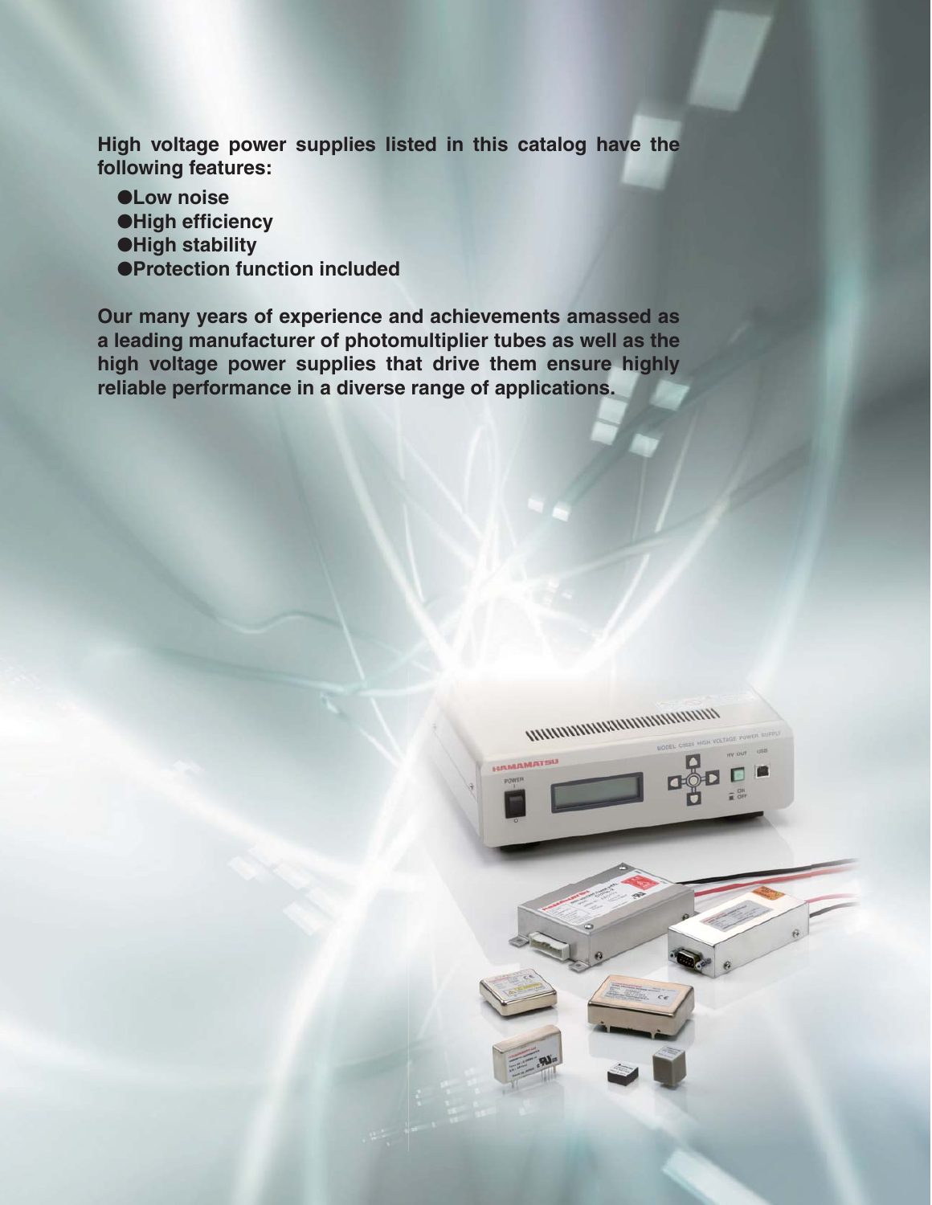**High voltage power supplies listed in this catalog have the following features:**

- **Low noise**
- **High efficiency**
- **High stability**
- **Protection function included**

**Our many years of experience and achievements amassed as a leading manufacturer of photomultiplier tubes as well as the high voltage power supplies that drive them ensure highly reliable performance in a diverse range of applications.**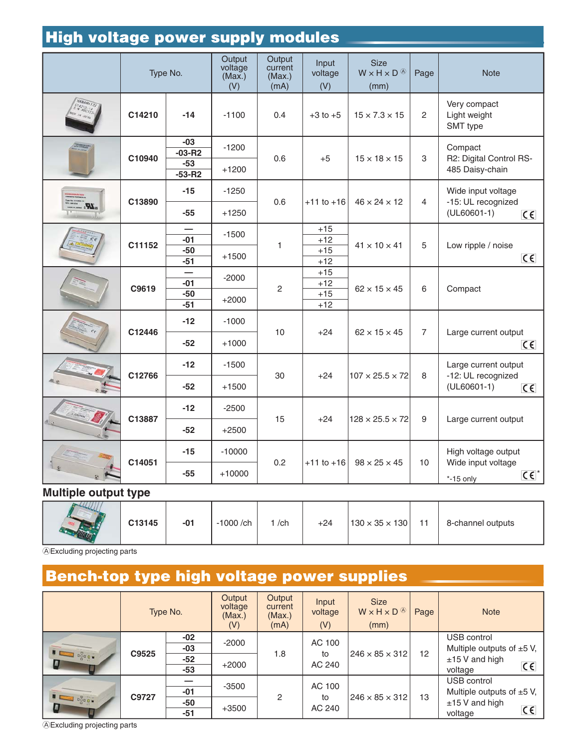# High voltage power supply modules

| | Type No. | | Output voltage (Max.) (V) | Output current (Max.) (mA) | Input voltage (V) | Size W × H × D Ⓐ (mm) | Page | Note |
|---|---|---|---|---|---|---|---|---|
| | C14210 | -14 | -1100 | 0.4 | +3 to +5 | 15 × 7.3 × 15 | 2 | Very compact<br>Light weight<br>SMT type |
| | C10940 | -03 | -1200 | 0.6 | +5 | 15 × 18 × 15 | 3 | Compact<br>R2: Digital Control RS-485 Daisy-chain |
| | | -03-R2 | | | | | | |
| | | -53 | +1200 | | | | | |
| | | -53-R2 | | | | | | |
| | C13890 | -15 | -1250 | 0.6 | +11 to +16 | 46 × 24 × 12 | 4 | Wide input voltage<br>-15: UL recognized (UL60601-1) CE |
| | | -55 | +1250 | | | | | |
| | C11152 | — | -1500 | 1 | +15 | 41 × 10 × 41 | 5 | Low ripple / noise CE |
| | | -01 | | | +12 | | | |
| | | -50 | +1500 | | +15 | | | |
| | | -51 | | | +12 | | | |
| | C9619 | — | -2000 | 2 | +15 | 62 × 15 × 45 | 6 | Compact |
| | | -01 | | | +12 | | | |
| | | -50 | +2000 | | +15 | | | |
| | | -51 | | | +12 | | | |
| | C12446 | -12 | -1000 | 10 | +24 | 62 × 15 × 45 | 7 | Large current output CE |
| | | -52 | +1000 | | | | | |
| | C12766 | -12 | -1500 | 30 | +24 | 107 × 25.5 × 72 | 8 | Large current output<br>-12: UL recognized (UL60601-1) CE |
| | | -52 | +1500 | | | | | |
| | C13887 | -12 | -2500 | 15 | +24 | 128 × 25.5 × 72 | 9 | Large current output |
| | | -52 | +2500 | | | | | |
| | C14051 | -15 | -10000 | 0.2 | +11 to +16 | 98 × 25 × 45 | 10 | High voltage output<br>Wide input voltage<br>*-15 only CE* |
| | | -55 | +10000 | | | | | |

## Multiple output type

| | Type No. | | Output voltage (Max.) (V) | Output current (Max.) (mA) | Input voltage (V) | Size W × H × D Ⓐ (mm) | Page | Note |
|---|---|---|---|---|---|---|---|---|
| | C13145 | -01 | -1000 /ch | 1 /ch | +24 | 130 × 35 × 130 | 11 | 8-channel outputs |

ⒶExcluding projecting parts

# Bench-top type high voltage power supplies

| | Type No. | | Output voltage (Max.) (V) | Output current (Max.) (mA) | Input voltage (V) | Size W × H × D Ⓐ (mm) | Page | Note |
|---|---|---|---|---|---|---|---|---|
| | C9525 | -02 | -2000 | 1.8 | AC 100 to AC 240 | 246 × 85 × 312 | 12 | USB control<br>Multiple outputs of ±5 V, ±15 V and high voltage CE |
| | | -03 | | | | | | |
| | | -52 | +2000 | | | | | |
| | | -53 | | | | | | |
| | C9727 | — | -3500 | 2 | AC 100 to AC 240 | 246 × 85 × 312 | 13 | USB control<br>Multiple outputs of ±5 V, ±15 V and high voltage CE |
| | | -01 | | | | | | |
| | | -50 | +3500 | | | | | |
| | | -51 | | | | | | |

ⒶExcluding projecting parts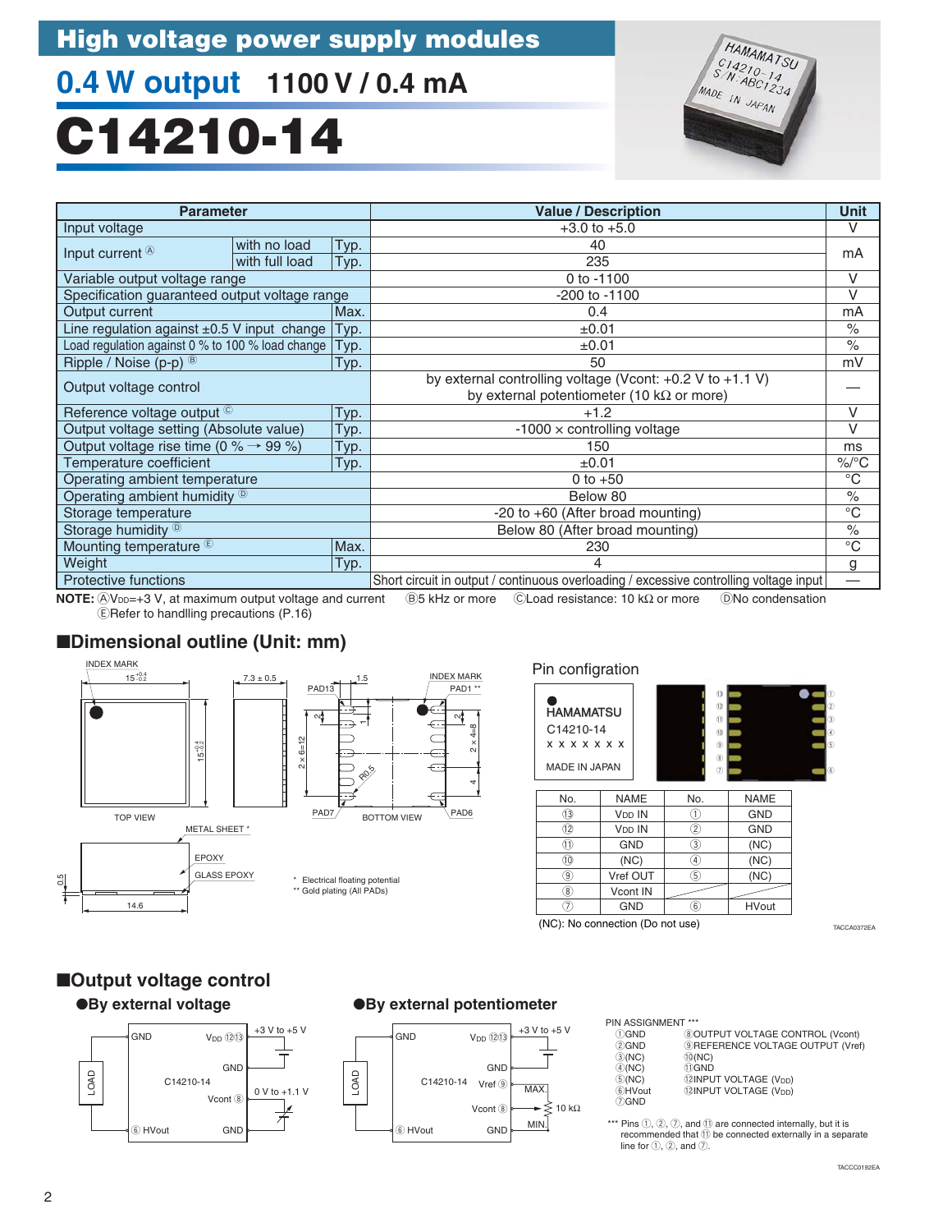# High voltage power supply modules

## 0.4 W output 1100 V / 0.4 mA

# C14210-14

| Parameter | | | Value / Description | Unit |
|---|---|---|---|---|
| Input voltage | | | +3.0 to +5.0 | V |
| Input current Ⓐ | with no load | Typ. | 40 | mA |
| | with full load | Typ. | 235 | |
| Variable output voltage range | | | 0 to -1100 | V |
| Specification guaranteed output voltage range | | | -200 to -1100 | V |
| Output current | | Max. | 0.4 | mA |
| Line regulation against ±0.5 V input change | | Typ. | ±0.01 | % |
| Load regulation against 0 % to 100 % load change | | Typ. | ±0.01 | % |
| Ripple / Noise (p-p) Ⓑ | | Typ. | 50 | mV |
| Output voltage control | | | by external controlling voltage (Vcont: +0.2 V to +1.1 V) by external potentiometer (10 kΩ or more) | — |
| Reference voltage output Ⓒ | | Typ. | +1.2 | V |
| Output voltage setting (Absolute value) | | Typ. | -1000 × controlling voltage | V |
| Output voltage rise time (0 % → 99 %) | | Typ. | 150 | ms |
| Temperature coefficient | | Typ. | ±0.01 | %/°C |
| Operating ambient temperature | | | 0 to +50 | °C |
| Operating ambient humidity Ⓓ | | | Below 80 | % |
| Storage temperature | | | -20 to +60 (After broad mounting) | °C |
| Storage humidity Ⓓ | | | Below 80 (After broad mounting) | % |
| Mounting temperature Ⓔ | | Max. | 230 | °C |
| Weight | | Typ. | 4 | g |
| Protective functions | | | Short circuit in output / continuous overloading / excessive controlling voltage input | — |

**NOTE:** Ⓐ$V_{DD}$=+3 V, at maximum output voltage and current Ⓑ5 kHz or more Ⓒ Load resistance: 10 kΩ or more ⒹNo condensation
ⒺRefer to handlling precautions (P.16)

## ■Dimensional outline (Unit: mm)

INDEX MARK
TOP VIEW
BOTTOM VIEW
PAD13 PAD1 ** PAD7 PAD6
METAL SHEET *
EPOXY
GLASS EPOXY

\* Electrical floating potential
** Gold plating (All PADs)

Pin configration

HAMAMATSU
C14210-14
x x x x x x x
MADE IN JAPAN

| No. | NAME | No. | NAME |
|---|---|---|---|
| ⑬ | VDD IN | ① | GND |
| ⑫ | VDD IN | ② | GND |
| ⑪ | GND | ③ | (NC) |
| ⑩ | (NC) | ④ | (NC) |
| ⑨ | Vref OUT | ⑤ | (NC) |
| ⑧ | Vcont IN | | |
| ⑦ | GND | ⑥ | HVout |

(NC): No connection (Do not use)

TACCA0372EA

## ■Output voltage control

### ●By external voltage

### ●By external potentiometer

PIN ASSIGNMENT ***

- ①GND
- ②GND
- ③(NC)
- ④(NC)
- ⑤(NC)
- ⑥HVout
- ⑦GND
- ⑧OUTPUT VOLTAGE CONTROL (Vcont)
- ⑨REFERENCE VOLTAGE OUTPUT (Vref)
- ⑩(NC)
- ⑪GND
- ⑫INPUT VOLTAGE ($V_{DD}$)
- ⑬INPUT VOLTAGE ($V_{DD}$)

*** Pins ①, ②, ⑦, and ⑪ are connected internally, but it is recommended that ⑪ be connected externally in a separate line for ①, ②, and ⑦.

TACCC0192EA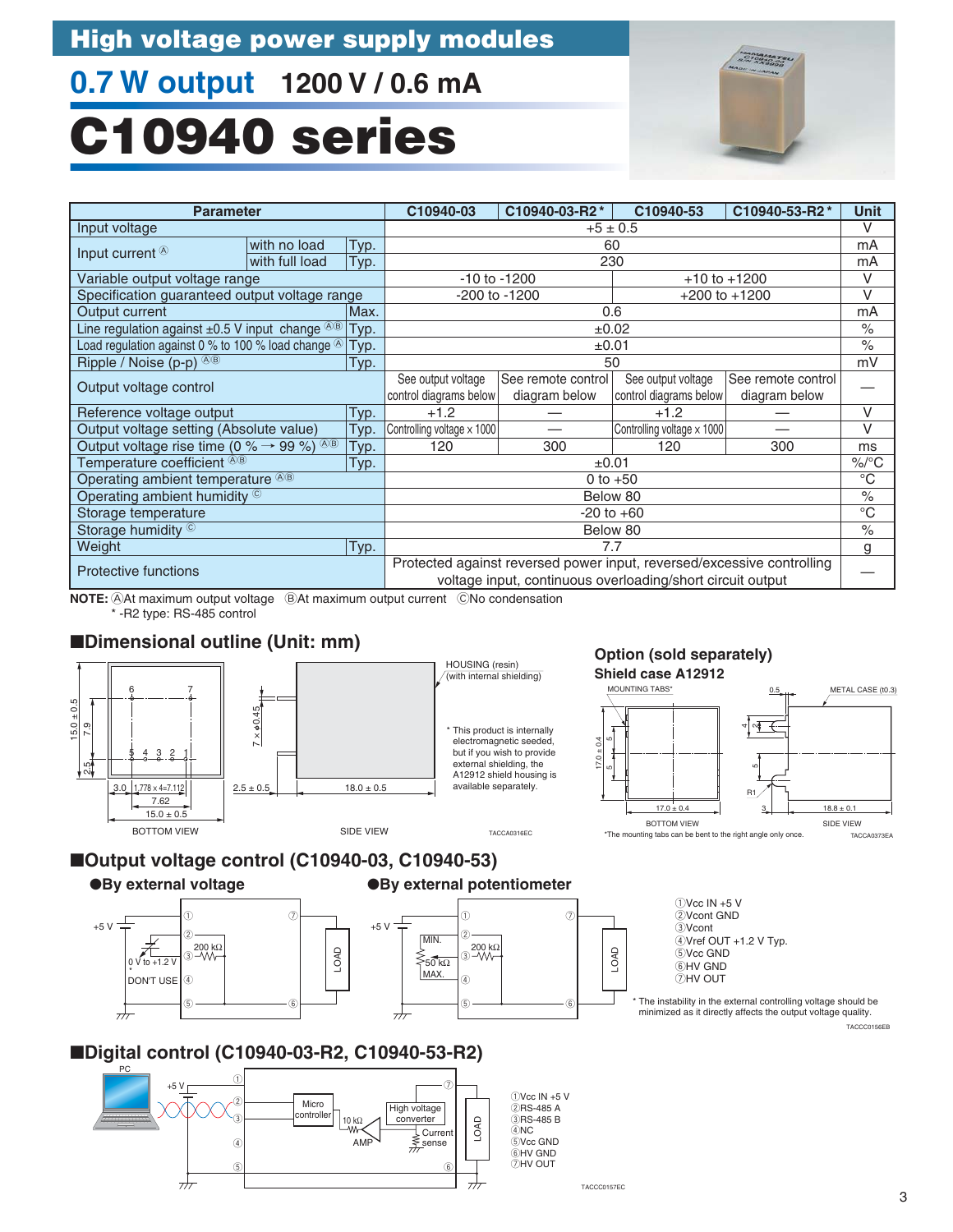# High voltage power supply modules

## 0.7 W output 1200 V / 0.6 mA

# C10940 series

| Parameter | | | C10940-03 | C10940-03-R2 * | C10940-53 | C10940-53-R2 * | Unit |
|---|---|---|---|---|---|---|---|
| Input voltage | | | +5 ± 0.5 | | | | V |
| Input current Ⓐ | with no load | Typ. | 60 | | | | mA |
| | with full load | Typ. | 230 | | | | mA |
| Variable output voltage range | | | -10 to -1200 | | +10 to +1200 | | V |
| Specification guaranteed output voltage range | | | -200 to -1200 | | +200 to +1200 | | V |
| Output current | | Max. | 0.6 | | | | mA |
| Line regulation against ±0.5 V input change ⒶⒷ | | Typ. | ±0.02 | | | | % |
| Load regulation against 0 % to 100 % load change Ⓐ | | Typ. | ±0.01 | | | | % |
| Ripple / Noise (p-p) ⒶⒷ | | Typ. | 50 | | | | mV |
| Output voltage control | | | See output voltage control diagrams below | See remote control diagram below | See output voltage control diagrams below | See remote control diagram below | — |
| Reference voltage output | | Typ. | +1.2 | — | +1.2 | — | V |
| Output voltage setting (Absolute value) | | Typ. | Controlling voltage x 1000 | — | Controlling voltage x 1000 | — | V |
| Output voltage rise time (0 % → 99 %) ⒶⒷ | | Typ. | 120 | 300 | 120 | 300 | ms |
| Temperature coefficient ⒶⒷ | | Typ. | ±0.01 | | | | %/°C |
| Operating ambient temperature ⒶⒷ | | | 0 to +50 | | | | °C |
| Operating ambient humidity Ⓒ | | | Below 80 | | | | % |
| Storage temperature | | | -20 to +60 | | | | °C |
| Storage humidity Ⓒ | | | Below 80 | | | | % |
| Weight | | Typ. | 7.7 | | | | g |
| Protective functions | | | Protected against reversed power input, reversed/excessive controlling voltage input, continuous overloading/short circuit output | | | | — |

**NOTE:** ⒶAt maximum output voltage ⒷAt maximum output current ⒸNo condensation
\* -R2 type: RS-485 control

## ■Dimensional outline (Unit: mm)

BOTTOM VIEW: 15.0 ± 0.5, 7.9, 2.5, 3.0, 1.778 x 4=7.112, 7.62, 15.0 ± 0.5; pins 6, 7, 5, 4, 3, 2, 1

SIDE VIEW: 7 x ϕ0.45, 2.5 ± 0.5, 18.0 ± 0.5

HOUSING (resin) (with internal shielding)

\* This product is internally electromagnetic seeded, but if you wish to provide external shielding, the A12912 shield housing is available separately.

TACCA0316EC

### Option (sold separately)

**Shield case A12912**

MOUNTING TABS*, METAL CASE (t0.3), 0.5, 17.0 ± 0.4, 5, 5, 17.0 ± 0.4, 4, 2, 5, R1, 3, 18.8 ± 0.1

BOTTOM VIEW SIDE VIEW

\*The mounting tabs can be bent to the right angle only once.

TACCA0373EA

## ■Output voltage control (C10940-03, C10940-53)

●By external voltage

+5 V, 0 V to +1.2 V, DON'T USE, 200 kΩ, LOAD

●By external potentiometer

+5 V, MIN., 50 kΩ, MAX., 200 kΩ, LOAD

①Vcc IN +5 V
②Vcont GND
③Vcont
④Vref OUT +1.2 V Typ.
⑤Vcc GND
⑥HV GND
⑦HV OUT

\* The instability in the external controlling voltage should be minimized as it directly affects the output voltage quality.

TACCC0156EB

## ■Digital control (C10940-03-R2, C10940-53-R2)

PC, +5 V, Micro controller, 10 kΩ, AMP, High voltage converter, Current sense, LOAD

①Vcc IN +5 V
②RS-485 A
③RS-485 B
④NC
⑤Vcc GND
⑥HV GND
⑦HV OUT

TACCC0157EC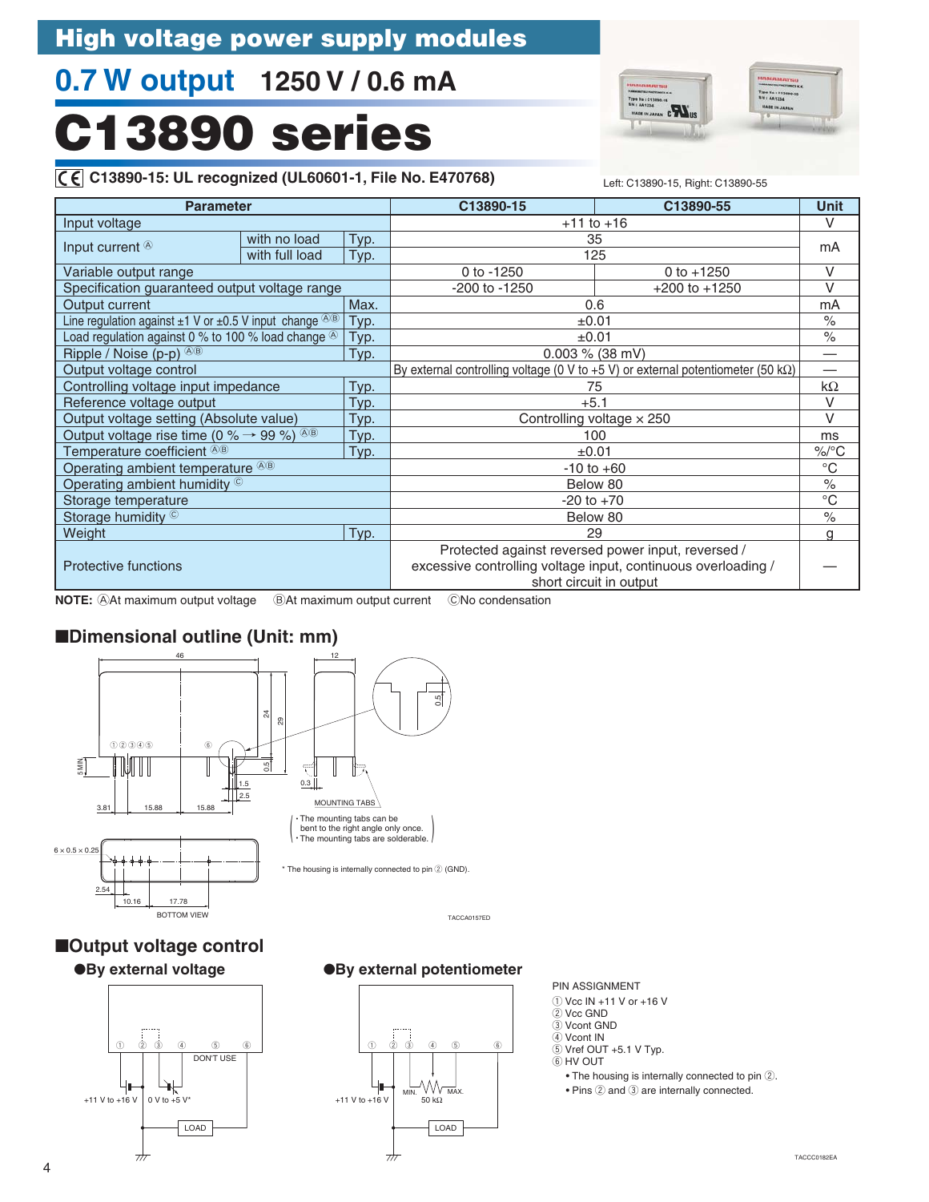# High voltage power supply modules

## 0.7 W output 1250 V / 0.6 mA

# C13890 series

C13890-15: UL recognized (UL60601-1, File No. E470768)

Left: C13890-15, Right: C13890-55

| Parameter | | | C13890-15 | C13890-55 | Unit |
|---|---|---|---|---|---|
| Input voltage | | | +11 to +16 | | V |
| Input current Ⓐ | with no load | Typ. | 35 | | mA |
| | with full load | Typ. | 125 | | |
| Variable output range | | | 0 to -1250 | 0 to +1250 | V |
| Specification guaranteed output voltage range | | | -200 to -1250 | +200 to +1250 | V |
| Output current | | Max. | 0.6 | | mA |
| Line regulation against ±1 V or ±0.5 V input change ⒶⒷ | | Typ. | ±0.01 | | % |
| Load regulation against 0 % to 100 % load change Ⓐ | | Typ. | ±0.01 | | % |
| Ripple / Noise (p-p) ⒶⒷ | | Typ. | 0.003 % (38 mV) | | — |
| Output voltage control | | | By external controlling voltage (0 V to +5 V) or external potentiometer (50 kΩ) | | — |
| Controlling voltage input impedance | | Typ. | 75 | | kΩ |
| Reference voltage output | | Typ. | +5.1 | | V |
| Output voltage setting (Absolute value) | | Typ. | Controlling voltage × 250 | | V |
| Output voltage rise time (0 % → 99 %) ⒶⒷ | | Typ. | 100 | | ms |
| Temperature coefficient ⒶⒷ | | Typ. | ±0.01 | | %/°C |
| Operating ambient temperature ⒶⒷ | | | -10 to +60 | | °C |
| Operating ambient humidity Ⓒ | | | Below 80 | | % |
| Storage temperature | | | -20 to +70 | | °C |
| Storage humidity Ⓒ | | | Below 80 | | % |
| Weight | | Typ. | 29 | | g |
| Protective functions | | | Protected against reversed power input, reversed / excessive controlling voltage input, continuous overloading / short circuit in output | | — |

NOTE: ⒶAt maximum output voltage ⒷAt maximum output current ⒸNo condensation

## ■Dimensional outline (Unit: mm)

46, 12, 24, 29, 0.5, 5 MIN, ①②③④⑤ ⑥, 1.5, 2.5, 0.3, 3.81, 15.88, 15.88, MOUNTING TABS

- The mounting tabs can be bent to the right angle only once.
- The mounting tabs are solderable.

6 × 0.5 × 0.25, 2.54, 10.16, 17.78, BOTTOM VIEW

* The housing is internally connected to pin ② (GND).

TACCA0157ED

## ■Output voltage control

### ●By external voltage

① ② ③ ④ ⑤ ⑥, DON'T USE, +11 V to +16 V, 0 V to +5 V*, LOAD

### ●By external potentiometer

① ② ③ ④ ⑤ ⑥, MIN., MAX., 50 kΩ, +11 V to +16 V, LOAD

PIN ASSIGNMENT
① Vcc IN +11 V or +16 V
② Vcc GND
③ Vcont GND
④ Vcont IN
⑤ Vref OUT +5.1 V Typ.
⑥ HV OUT

- The housing is internally connected to pin ②.
- Pins ② and ③ are internally connected.

TACCC0182EA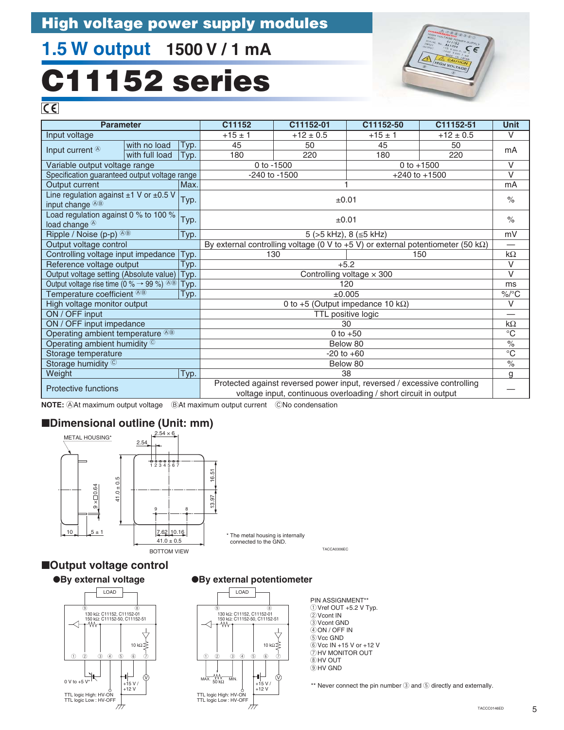# High voltage power supply modules

## 1.5 W output 1500 V / 1 mA

# C11152 series

| Parameter | | | C11152 | C11152-01 | C11152-50 | C11152-51 | Unit |
|---|---|---|---|---|---|---|---|
| Input voltage | | | +15 ± 1 | +12 ± 0.5 | +15 ± 1 | +12 ± 0.5 | V |
| Input current Ⓐ | with no load | Typ. | 45 | 50 | 45 | 50 | mA |
| | with full load | Typ. | 180 | 220 | 180 | 220 | |
| Variable output voltage range | | | 0 to -1500 | | 0 to +1500 | | V |
| Specification guaranteed output voltage range | | | -240 to -1500 | | +240 to +1500 | | V |
| Output current | | Max. | 1 | | | | mA |
| Line regulation against ±1 V or ±0.5 V input change ⒶⒷ | | Typ. | ±0.01 | | | | % |
| Load regulation against 0 % to 100 % load change Ⓐ | | Typ. | ±0.01 | | | | % |
| Ripple / Noise (p-p) ⒶⒷ | | Typ. | 5 (>5 kHz), 8 (≤5 kHz) | | | | mV |
| Output voltage control | | | By external controlling voltage (0 V to +5 V) or external potentiometer (50 kΩ) | | | | — |
| Controlling voltage input impedance | | Typ. | 130 | | 150 | | kΩ |
| Reference voltage output | | Typ. | +5.2 | | | | V |
| Output voltage setting (Absolute value) | | Typ. | Controlling voltage × 300 | | | | V |
| Output voltage rise time (0 % → 99 %) ⒶⒷ | | Typ. | 120 | | | | ms |
| Temperature coefficient ⒶⒷ | | Typ. | ±0.005 | | | | %/°C |
| High voltage monitor output | | | 0 to +5 (Output impedance 10 kΩ) | | | | V |
| ON / OFF input | | | TTL positive logic | | | | — |
| ON / OFF input impedance | | | 30 | | | | kΩ |
| Operating ambient temperature ⒶⒷ | | | 0 to +50 | | | | °C |
| Operating ambient humidity Ⓒ | | | Below 80 | | | | % |
| Storage temperature | | | -20 to +60 | | | | °C |
| Storage humidity Ⓒ | | | Below 80 | | | | % |
| Weight | | Typ. | 38 | | | | g |
| Protective functions | | | Protected against reversed power input, reversed / excessive controlling voltage input, continuous overloading / short circuit in output | | | | — |

**NOTE:** ⒶAt maximum output voltage ⒷAt maximum output current ⒸNo condensation

## ■Dimensional outline (Unit: mm)

METAL HOUSING*

2.54 × 6, 2.54, 1 2 3 4 5 6 7, 9 × □0.64, 41.0 ± 0.5, 16.51, 13.97, 9, 8, 10, 5 ± 1, 7.62, 10.16, 41.0 ± 0.5

BOTTOM VIEW

* The metal housing is internally connected to the GND.

TACCA0306EC

## ■Output voltage control

### ●By external voltage

LOAD, 130 kΩ: C11152, C11152-01, 150 kΩ: C11152-50, C11152-51, 10 kΩ, 0 V to +5 V*, +15 V / +12 V

TTL logic High: HV-ON
TTL logic Low : HV-OFF

### ●By external potentiometer

LOAD, 130 kΩ: C11152, C11152-01, 150 kΩ: C11152-50, C11152-51, 10 kΩ, MAX. 50 kΩ MIN., +15 V / +12 V

TTL logic High: HV-ON
TTL logic Low : HV-OFF

PIN ASSIGNMENT**
① Vref OUT +5.2 V Typ.
② Vcont IN
③ Vcont GND
④ ON / OFF IN
⑤ Vcc GND
⑥ Vcc IN +15 V or +12 V
⑦ HV MONITOR OUT
⑧ HV OUT
⑨ HV GND

** Never connect the pin number ③ and ⑤ directly and externally.

TACCC0146ED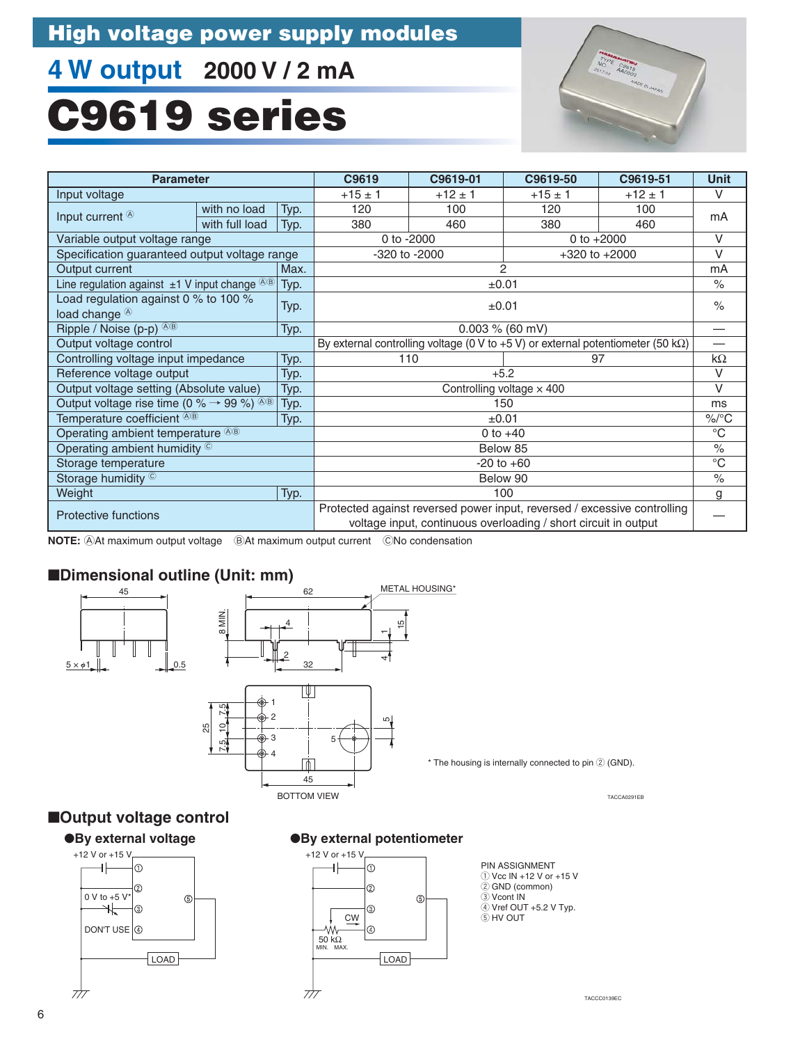# High voltage power supply modules

## 4 W output 2000 V / 2 mA

# C9619 series

| Parameter | | | C9619 | C9619-01 | C9619-50 | C9619-51 | Unit |
|---|---|---|---|---|---|---|---|
| Input voltage | | | +15 ± 1 | +12 ± 1 | +15 ± 1 | +12 ± 1 | V |
| Input current Ⓐ | with no load | Typ. | 120 | 100 | 120 | 100 | mA |
| | with full load | Typ. | 380 | 460 | 380 | 460 | |
| Variable output voltage range | | | 0 to -2000 | | 0 to +2000 | | V |
| Specification guaranteed output voltage range | | | -320 to -2000 | | +320 to +2000 | | V |
| Output current | | Max. | 2 | | | | mA |
| Line regulation against ±1 V input change ⒶⒷ | | Typ. | ±0.01 | | | | % |
| Load regulation against 0 % to 100 % load change Ⓐ | | Typ. | ±0.01 | | | | % |
| Ripple / Noise (p-p) ⒶⒷ | | Typ. | 0.003 % (60 mV) | | | | — |
| Output voltage control | | | By external controlling voltage (0 V to +5 V) or external potentiometer (50 kΩ) | | | | — |
| Controlling voltage input impedance | | Typ. | 110 | | 97 | | kΩ |
| Reference voltage output | | Typ. | +5.2 | | | | V |
| Output voltage setting (Absolute value) | | Typ. | Controlling voltage × 400 | | | | V |
| Output voltage rise time (0 % → 99 %) ⒶⒷ | | Typ. | 150 | | | | ms |
| Temperature coefficient ⒶⒷ | | Typ. | ±0.01 | | | | %/°C |
| Operating ambient temperature ⒶⒷ | | | 0 to +40 | | | | °C |
| Operating ambient humidity Ⓒ | | | Below 85 | | | | % |
| Storage temperature | | | -20 to +60 | | | | °C |
| Storage humidity Ⓒ | | | Below 90 | | | | % |
| Weight | | Typ. | 100 | | | | g |
| Protective functions | | | Protected against reversed power input, reversed / excessive controlling voltage input, continuous overloading / short circuit in output | | | | — |

**NOTE:** ⒶAt maximum output voltage ⒷAt maximum output current ⒸNo condensation

## ■Dimensional outline (Unit: mm)

METAL HOUSING*

BOTTOM VIEW

* The housing is internally connected to pin ② (GND).

TACCA0291EB

## ■Output voltage control

### ●By external voltage

### ●By external potentiometer

PIN ASSIGNMENT
① Vcc IN +12 V or +15 V
② GND (common)
③ Vcont IN
④ Vref OUT +5.2 V Typ.
⑤ HV OUT

TACCC0139EC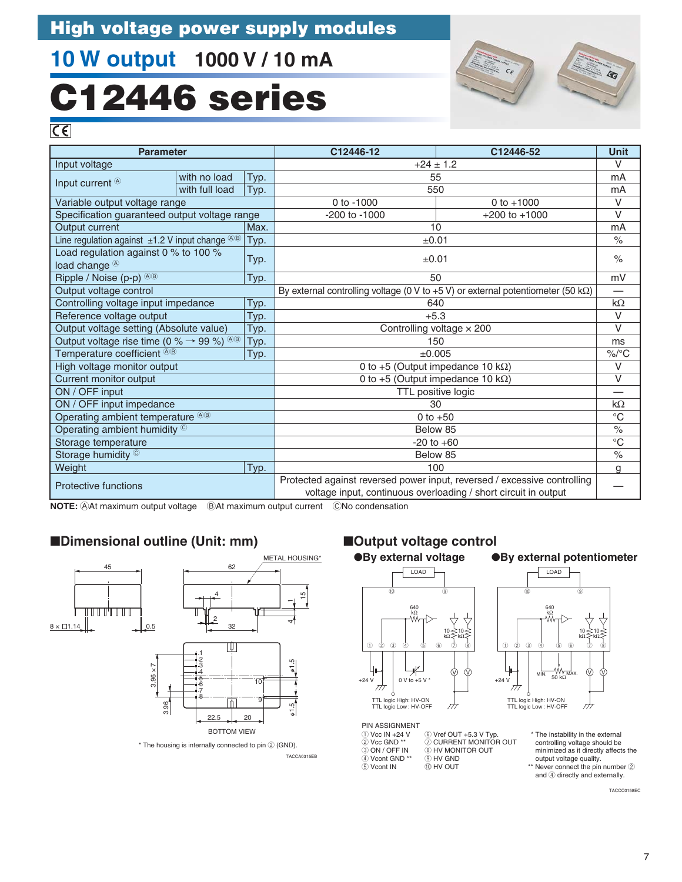# High voltage power supply modules

## 10 W output 1000 V / 10 mA

# C12446 series

CE

| Parameter | | | C12446-12 | C12446-52 | Unit |
|---|---|---|---|---|---|
| Input voltage | | | +24 ± 1.2 | | V |
| Input current Ⓐ | with no load | Typ. | 55 | | mA |
| | with full load | Typ. | 550 | | mA |
| Variable output voltage range | | | 0 to -1000 | 0 to +1000 | V |
| Specification guaranteed output voltage range | | | -200 to -1000 | +200 to +1000 | V |
| Output current | | Max. | 10 | | mA |
| Line regulation against ±1.2 V input change ⒶⒷ | | Typ. | ±0.01 | | % |
| Load regulation against 0 % to 100 % load change Ⓐ | | Typ. | ±0.01 | | % |
| Ripple / Noise (p-p) ⒶⒷ | | Typ. | 50 | | mV |
| Output voltage control | | | By external controlling voltage (0 V to +5 V) or external potentiometer (50 kΩ) | | — |
| Controlling voltage input impedance | | Typ. | 640 | | kΩ |
| Reference voltage output | | Typ. | +5.3 | | V |
| Output voltage setting (Absolute value) | | Typ. | Controlling voltage × 200 | | V |
| Output voltage rise time (0 % → 99 %) ⒶⒷ | | Typ. | 150 | | ms |
| Temperature coefficient ⒶⒷ | | Typ. | ±0.005 | | %/°C |
| High voltage monitor output | | | 0 to +5 (Output impedance 10 kΩ) | | V |
| Current monitor output | | | 0 to +5 (Output impedance 10 kΩ) | | V |
| ON / OFF input | | | TTL positive logic | | — |
| ON / OFF input impedance | | | 30 | | kΩ |
| Operating ambient temperature ⒶⒷ | | | 0 to +50 | | °C |
| Operating ambient humidity Ⓒ | | | Below 85 | | % |
| Storage temperature | | | -20 to +60 | | °C |
| Storage humidity Ⓒ | | | Below 85 | | % |
| Weight | | Typ. | 100 | | g |
| Protective functions | | | Protected against reversed power input, reversed / excessive controlling voltage input, continuous overloading / short circuit in output | | — |

**NOTE:** ⒶAt maximum output voltage ⒷAt maximum output current ⒸNo condensation

## ■Dimensional outline (Unit: mm)

METAL HOUSING*

BOTTOM VIEW

* The housing is internally connected to pin ② (GND).

TACCA0315EB

## ■Output voltage control

### ●By external voltage

TTL logic High: HV-ON
TTL logic Low : HV-OFF

### ●By external potentiometer

TTL logic High: HV-ON
TTL logic Low : HV-OFF

PIN ASSIGNMENT

① Vcc IN +24 V
② Vcc GND **
③ ON / OFF IN
④ Vcont GND **
⑤ Vcont IN
⑥ Vref OUT +5.3 V Typ.
⑦ CURRENT MONITOR OUT
⑧ HV MONITOR OUT
⑨ HV GND
⑩ HV OUT

* The instability in the external controlling voltage should be minimized as it directly affects the output voltage quality.
** Never connect the pin number ② and ④ directly and externally.

TACCC0158EC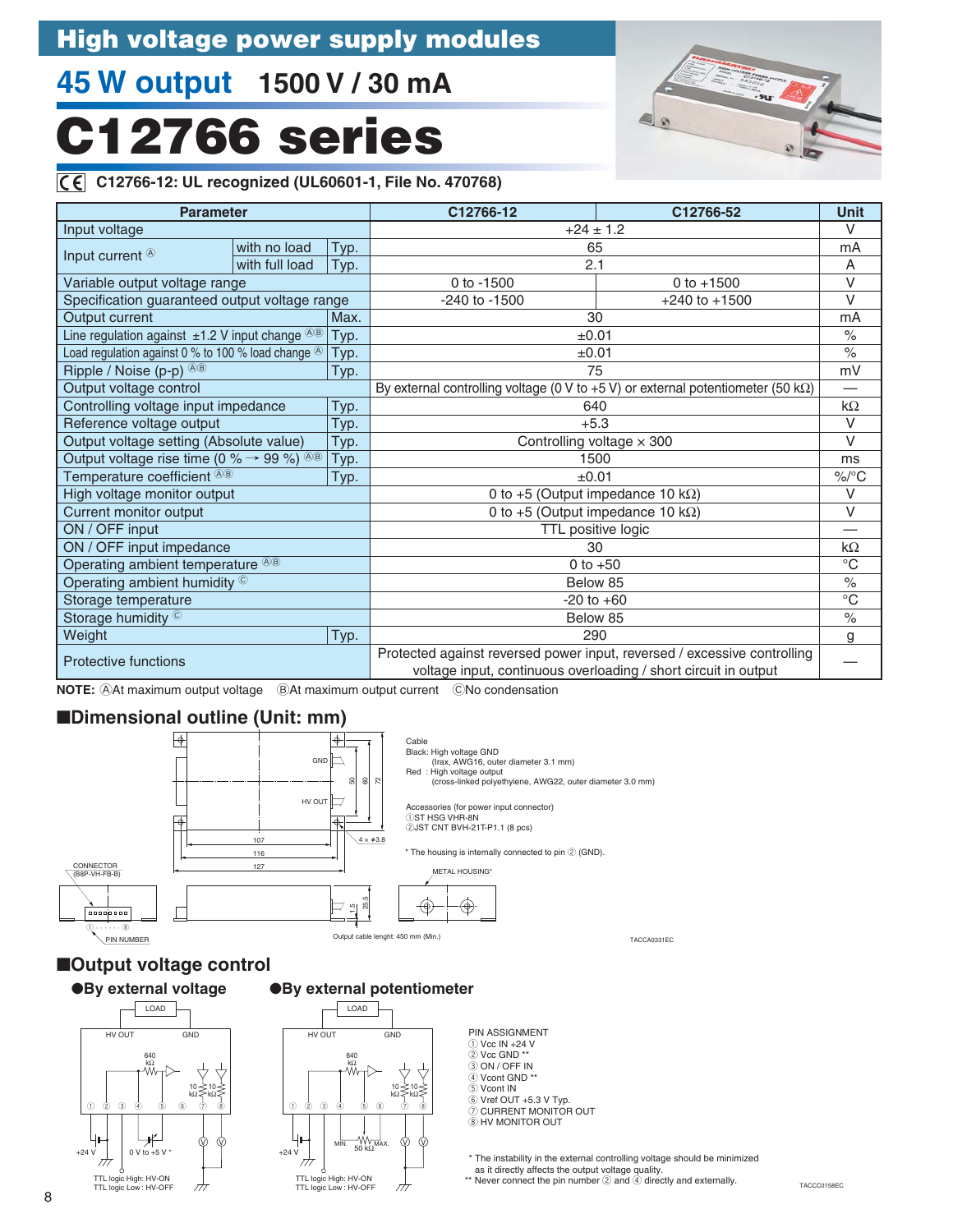# High voltage power supply modules

## 45 W output 1500 V / 30 mA

# C12766 series

C12766-12: UL recognized (UL60601-1, File No. 470768)

| Parameter | | | C12766-12 | C12766-52 | Unit |
|---|---|---|---|---|---|
| Input voltage | | | +24 ± 1.2 | | V |
| Input current Ⓐ | with no load | Typ. | 65 | | mA |
| | with full load | Typ. | 2.1 | | A |
| Variable output voltage range | | | 0 to -1500 | 0 to +1500 | V |
| Specification guaranteed output voltage range | | | -240 to -1500 | +240 to +1500 | V |
| Output current | | Max. | 30 | | mA |
| Line regulation against ±1.2 V input change ⒶⒷ | | Typ. | ±0.01 | | % |
| Load regulation against 0 % to 100 % load change Ⓐ | | Typ. | ±0.01 | | % |
| Ripple / Noise (p-p) ⒶⒷ | | Typ. | 75 | | mV |
| Output voltage control | | | By external controlling voltage (0 V to +5 V) or external potentiometer (50 kΩ) | | — |
| Controlling voltage input impedance | | Typ. | 640 | | kΩ |
| Reference voltage output | | Typ. | +5.3 | | V |
| Output voltage setting (Absolute value) | | Typ. | Controlling voltage × 300 | | V |
| Output voltage rise time (0 % → 99 %) ⒶⒷ | | Typ. | 1500 | | ms |
| Temperature coefficient ⒶⒷ | | Typ. | ±0.01 | | %/°C |
| High voltage monitor output | | | 0 to +5 (Output impedance 10 kΩ) | | V |
| Current monitor output | | | 0 to +5 (Output impedance 10 kΩ) | | V |
| ON / OFF input | | | TTL positive logic | | — |
| ON / OFF input impedance | | | 30 | | kΩ |
| Operating ambient temperature ⒶⒷ | | | 0 to +50 | | °C |
| Operating ambient humidity Ⓒ | | | Below 85 | | % |
| Storage temperature | | | -20 to +60 | | °C |
| Storage humidity Ⓒ | | | Below 85 | | % |
| Weight | | Typ. | 290 | | g |
| Protective functions | | | Protected against reversed power input, reversed / excessive controlling voltage input, continuous overloading / short circuit in output | | — |

**NOTE:** ⒶAt maximum output voltage ⒷAt maximum output current ⒸNo condensation

## ■Dimensional outline (Unit: mm)

Cable
Black: High voltage GND
(Irax, AWG16, outer diameter 3.1 mm)
Red : High voltage output
(cross-linked polyethylene, AWG22, outer diameter 3.0 mm)

Accessories (for power input connector)
①ST HSG VHR-8N
②JST CNT BVH-21T-P1.1 (8 pcs)

* The housing is internally connected to pin ② (GND).

Output cable lenght: 450 mm (Min.)

TACCA0331EC

## ■Output voltage control

### ●By external voltage

### ●By external potentiometer

PIN ASSIGNMENT
① Vcc IN +24 V
② Vcc GND **
③ ON / OFF IN
④ Vcont GND **
⑤ Vcont IN
⑥ Vref OUT +5.3 V Typ.
⑦ CURRENT MONITOR OUT
⑧ HV MONITOR OUT

TTL logic High: HV-ON
TTL logic Low : HV-OFF

\* The instability in the external controlling voltage should be minimized as it directly affects the output voltage quality.
\*\* Never connect the pin number ② and ④ directly and externally.

TACCC0158EC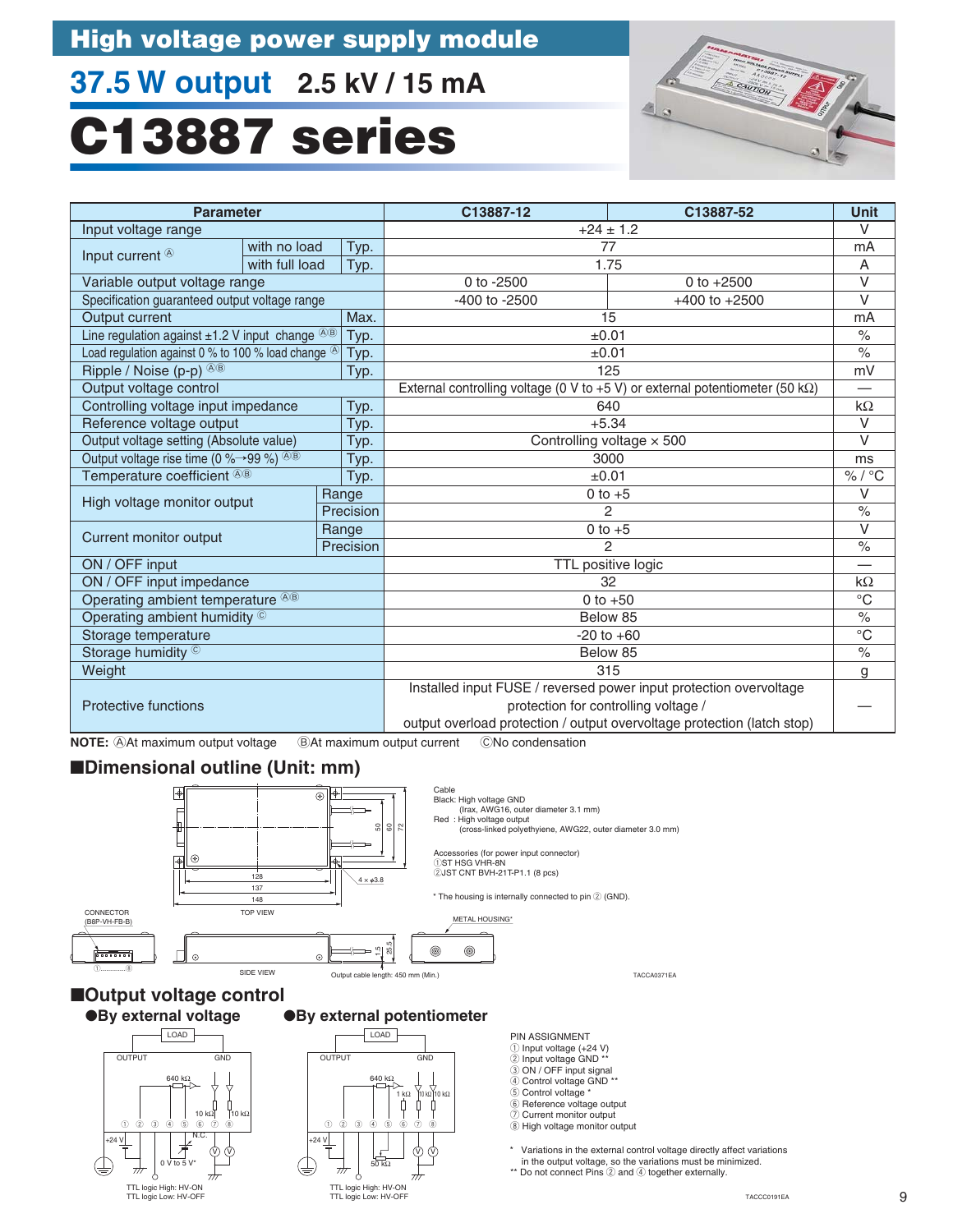# High voltage power supply module

## 37.5 W output 2.5 kV / 15 mA

# C13887 series

| Parameter | | | C13887-12 | C13887-52 | Unit |
|---|---|---|---|---|---|
| Input voltage range | | | +24 ± 1.2 | | V |
| Input current Ⓐ | with no load | Typ. | 77 | | mA |
| | with full load | Typ. | 1.75 | | A |
| Variable output voltage range | | | 0 to -2500 | 0 to +2500 | V |
| Specification guaranteed output voltage range | | | -400 to -2500 | +400 to +2500 | V |
| Output current | | Max. | 15 | | mA |
| Line regulation against ±1.2 V input change ⒶⒷ | | Typ. | ±0.01 | | % |
| Load regulation against 0 % to 100 % load change Ⓐ | | Typ. | ±0.01 | | % |
| Ripple / Noise (p-p) ⒶⒷ | | Typ. | 125 | | mV |
| Output voltage control | | | External controlling voltage (0 V to +5 V) or external potentiometer (50 kΩ) | | — |
| Controlling voltage input impedance | | Typ. | 640 | | kΩ |
| Reference voltage output | | Typ. | +5.34 | | V |
| Output voltage setting (Absolute value) | | Typ. | Controlling voltage × 500 | | V |
| Output voltage rise time (0 %→99 %) ⒶⒷ | | Typ. | 3000 | | ms |
| Temperature coefficient ⒶⒷ | | Typ. | ±0.01 | | % / °C |
| High voltage monitor output | Range | | 0 to +5 | | V |
| | Precision | | 2 | | % |
| Current monitor output | Range | | 0 to +5 | | V |
| | Precision | | 2 | | % |
| ON / OFF input | | | TTL positive logic | | — |
| ON / OFF input impedance | | | 32 | | kΩ |
| Operating ambient temperature ⒶⒷ | | | 0 to +50 | | °C |
| Operating ambient humidity Ⓒ | | | Below 85 | | % |
| Storage temperature | | | -20 to +60 | | °C |
| Storage humidity Ⓒ | | | Below 85 | | % |
| Weight | | | 315 | | g |
| Protective functions | | | Installed input FUSE / reversed power input protection overvoltage protection for controlling voltage / output overload protection / output overvoltage protection (latch stop) | | — |

**NOTE:** ⒶAt maximum output voltage ⒷAt maximum output current ⒸNo condensation

## ■Dimensional outline (Unit: mm)

Cable
Black: High voltage GND
(Irax, AWG16, outer diameter 3.1 mm)
Red : High voltage output
(cross-linked polyethylene, AWG22, outer diameter 3.0 mm)

Accessories (for power input connector)
①ST HSG VHR-8N
②JST CNT BVH-21T-P1.1 (8 pcs)

* The housing is internally connected to pin ② (GND).

TOP VIEW: 128, 137, 148; 50, 60, 72; 4 × φ3.8
CONNECTOR (B8P-VH-FB-B) ①.........⑧
SIDE VIEW: 15, 25.5
METAL HOUSING*
Output cable length: 450 mm (Min.)

TACCA0371EA

## ■Output voltage control

### ●By external voltage

LOAD, OUTPUT, GND, 640 kΩ, 10 kΩ, 10 kΩ, ① ② ③ ④ ⑤ ⑥ ⑦ ⑧, +24 V, N.C., 0 V to 5 V*, Ⓥ Ⓥ

TTL logic High: HV-ON
TTL logic Low: HV-OFF

### ●By external potentiometer

LOAD, OUTPUT, GND, 640 kΩ, 1 kΩ, 10 kΩ, 10 kΩ, ① ② ③ ④ ⑤ ⑥ ⑦ ⑧, +24 V, 50 kΩ, Ⓥ Ⓥ

TTL logic High: HV-ON
TTL logic Low: HV-OFF

PIN ASSIGNMENT
① Input voltage (+24 V)
② Input voltage GND **
③ ON / OFF input signal
④ Control voltage GND **
⑤ Control voltage *
⑥ Reference voltage output
⑦ Current monitor output
⑧ High voltage monitor output

\* Variations in the external control voltage directly affect variations in the output voltage, so the variations must be minimized.
\*\* Do not connect Pins ② and ④ together externally.

TACCC0191EA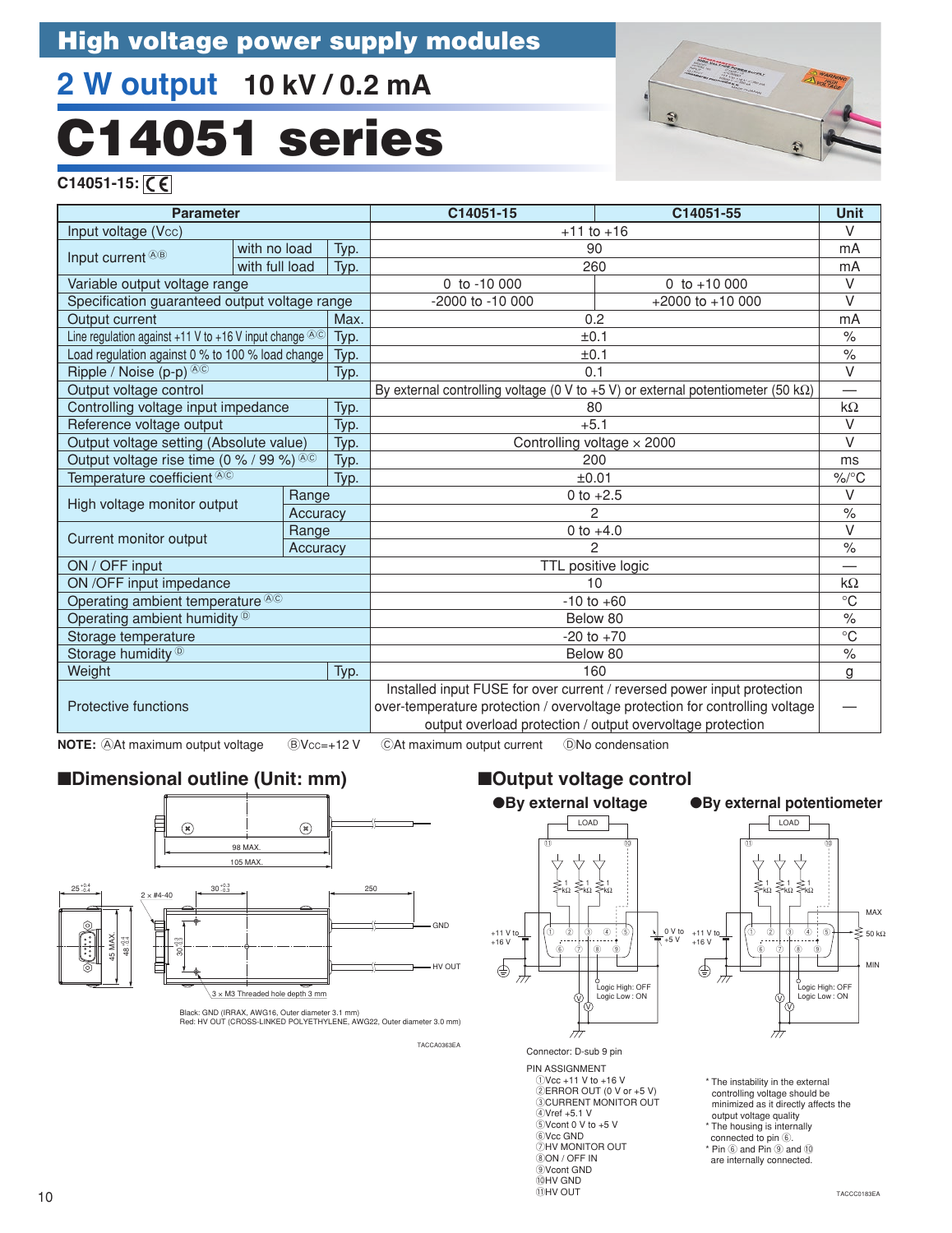# High voltage power supply modules

## 2 W output 10 kV / 0.2 mA

# C14051 series

**C14051-15:** CE

| Parameter | | | C14051-15 | C14051-55 | Unit |
|---|---|---|---|---|---|
| Input voltage (Vcc) | | | +11 to +16 | | V |
| Input current ⒶⒷ | with no load | Typ. | 90 | | mA |
| | with full load | Typ. | 260 | | mA |
| Variable output voltage range | | | 0 to -10 000 | 0 to +10 000 | V |
| Specification guaranteed output voltage range | | | -2000 to -10 000 | +2000 to +10 000 | V |
| Output current | | Max. | 0.2 | | mA |
| Line regulation against +11 V to +16 V input change ⒶⒸ | | Typ. | ±0.1 | | % |
| Load regulation against 0 % to 100 % load change | | Typ. | ±0.1 | | % |
| Ripple / Noise (p-p) ⒶⒸ | | Typ. | 0.1 | | V |
| Output voltage control | | | By external controlling voltage (0 V to +5 V) or external potentiometer (50 kΩ) | | — |
| Controlling voltage input impedance | | Typ. | 80 | | kΩ |
| Reference voltage output | | Typ. | +5.1 | | V |
| Output voltage setting (Absolute value) | | Typ. | Controlling voltage × 2000 | | V |
| Output voltage rise time (0 % / 99 %) ⒶⒸ | | Typ. | 200 | | ms |
| Temperature coefficient ⒶⒸ | | Typ. | ±0.01 | | %/°C |
| High voltage monitor output | Range | | 0 to +2.5 | | V |
| | Accuracy | | 2 | | % |
| Current monitor output | Range | | 0 to +4.0 | | V |
| | Accuracy | | 2 | | % |
| ON / OFF input | | | TTL positive logic | | — |
| ON /OFF input impedance | | | 10 | | kΩ |
| Operating ambient temperature ⒶⒸ | | | -10 to +60 | | °C |
| Operating ambient humidity Ⓓ | | | Below 80 | | % |
| Storage temperature | | | -20 to +70 | | °C |
| Storage humidity Ⓓ | | | Below 80 | | % |
| Weight | | Typ. | 160 | | g |
| Protective functions | | | Installed input FUSE for over current / reversed power input protection over-temperature protection / overvoltage protection for controlling voltage output overload protection / output overvoltage protection | | — |

**NOTE:** ⒶAt maximum output voltage ⒷVcc=+12 V ⒸAt maximum output current ⒹNo condensation

## ■Dimensional outline (Unit: mm)

98 MAX., 105 MAX., 25 +0.4/-0.4, 2 × #4-40, 30 +0.3/-0.3, 250, 45 MAX., 48 +0.4/-0.4, 30 +0.3/-0.3, GND, HV OUT, 3 × M3 Threaded hole depth 3 mm

Black: GND (IRRAX, AWG16, Outer diameter 3.1 mm)
Red: HV OUT (CROSS-LINKED POLYETHYLENE, AWG22, Outer diameter 3.0 mm)

TACCA0363EA

## ■Output voltage control

### ●By external voltage

### ●By external potentiometer

LOAD, +11 V to +16 V, 0 V to +5 V, 1 kΩ, MAX, 50 kΩ, MIN, Logic High: OFF, Logic Low : ON

Connector: D-sub 9 pin

PIN ASSIGNMENT
①Vcc +11 V to +16 V
②ERROR OUT (0 V or +5 V)
③CURRENT MONITOR OUT
④Vref +5.1 V
⑤Vcont 0 V to +5 V
⑥Vcc GND
⑦HV MONITOR OUT
⑧ON / OFF IN
⑨Vcont GND
⑩HV GND
⑪HV OUT

* The instability in the external controlling voltage should be minimized as it directly affects the output voltage quality
* The housing is internally connected to pin ⑥.
* Pin ⑥ and Pin ⑨ and ⑩ are internally connected.

TACCC0183EA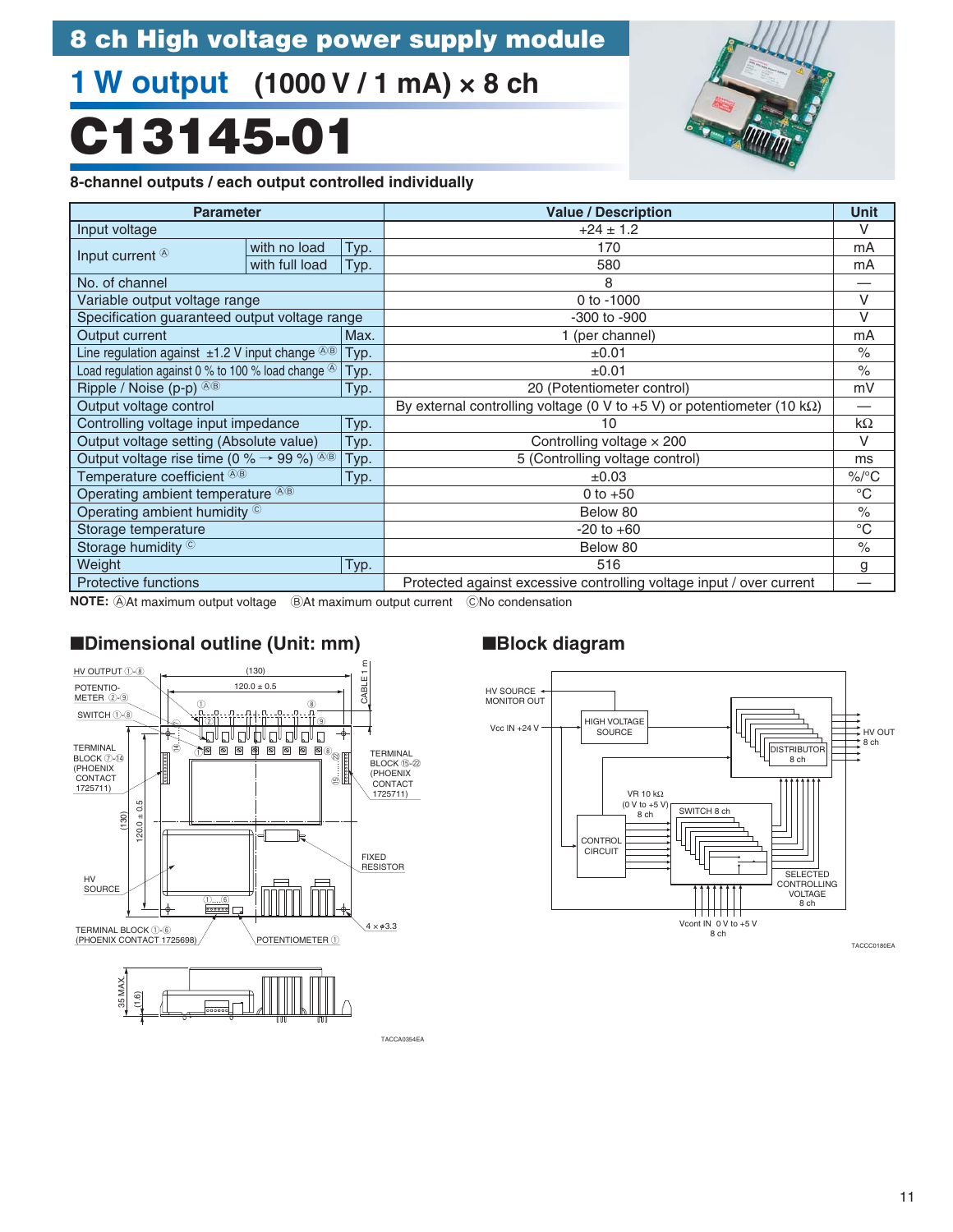# 8 ch High voltage power supply module

## 1 W output (1000 V / 1 mA) × 8 ch

# C13145-01

**8-channel outputs / each output controlled individually**

| Parameter | | | Value / Description | Unit |
|---|---|---|---|---|
| Input voltage | | | +24 ± 1.2 | V |
| Input current Ⓐ | with no load | Typ. | 170 | mA |
| | with full load | Typ. | 580 | mA |
| No. of channel | | | 8 | — |
| Variable output voltage range | | | 0 to -1000 | V |
| Specification guaranteed output voltage range | | | -300 to -900 | V |
| Output current | | Max. | 1 (per channel) | mA |
| Line regulation against ±1.2 V input change ⒶⒷ | | Typ. | ±0.01 | % |
| Load regulation against 0 % to 100 % load change Ⓐ | | Typ. | ±0.01 | % |
| Ripple / Noise (p-p) ⒶⒷ | | Typ. | 20 (Potentiometer control) | mV |
| Output voltage control | | | By external controlling voltage (0 V to +5 V) or potentiometer (10 kΩ) | — |
| Controlling voltage input impedance | | Typ. | 10 | kΩ |
| Output voltage setting (Absolute value) | | Typ. | Controlling voltage × 200 | V |
| Output voltage rise time (0 % → 99 %) ⒶⒷ | | Typ. | 5 (Controlling voltage control) | ms |
| Temperature coefficient ⒶⒷ | | Typ. | ±0.03 | %/°C |
| Operating ambient temperature ⒶⒷ | | | 0 to +50 | °C |
| Operating ambient humidity Ⓒ | | | Below 80 | % |
| Storage temperature | | | -20 to +60 | °C |
| Storage humidity Ⓒ | | | Below 80 | % |
| Weight | | Typ. | 516 | g |
| Protective functions | | | Protected against excessive controlling voltage input / over current | — |

**NOTE:** ⒶAt maximum output voltage ⒷAt maximum output current ⒸNo condensation

## ■Dimensional outline (Unit: mm)

HV OUTPUT ①-⑧, POTENTIOMETER ②-⑨, SWITCH ①-⑧, TERMINAL BLOCK ⑦-⑭ (PHOENIX CONTACT 1725711), TERMINAL BLOCK ⑮-㉒ (PHOENIX CONTACT 1725711), HV SOURCE, FIXED RESISTOR, TERMINAL BLOCK ①-⑥ (PHOENIX CONTACT 1725698), POTENTIOMETER ①, CABLE 1 m, (130), 120.0 ± 0.5, 4 × φ3.3, 35 MAX., (1.6)

TACCA0354EA

## ■Block diagram

HV SOURCE MONITOR OUT, Vcc IN +24 V, HIGH VOLTAGE SOURCE, DISTRIBUTOR 8 ch, HV OUT 8 ch, VR 10 kΩ (0 V to +5 V) 8 ch, SWITCH 8 ch, CONTROL CIRCUIT, SELECTED CONTROLLING VOLTAGE 8 ch, Vcont IN 0 V to +5 V 8 ch

TACCC0180EA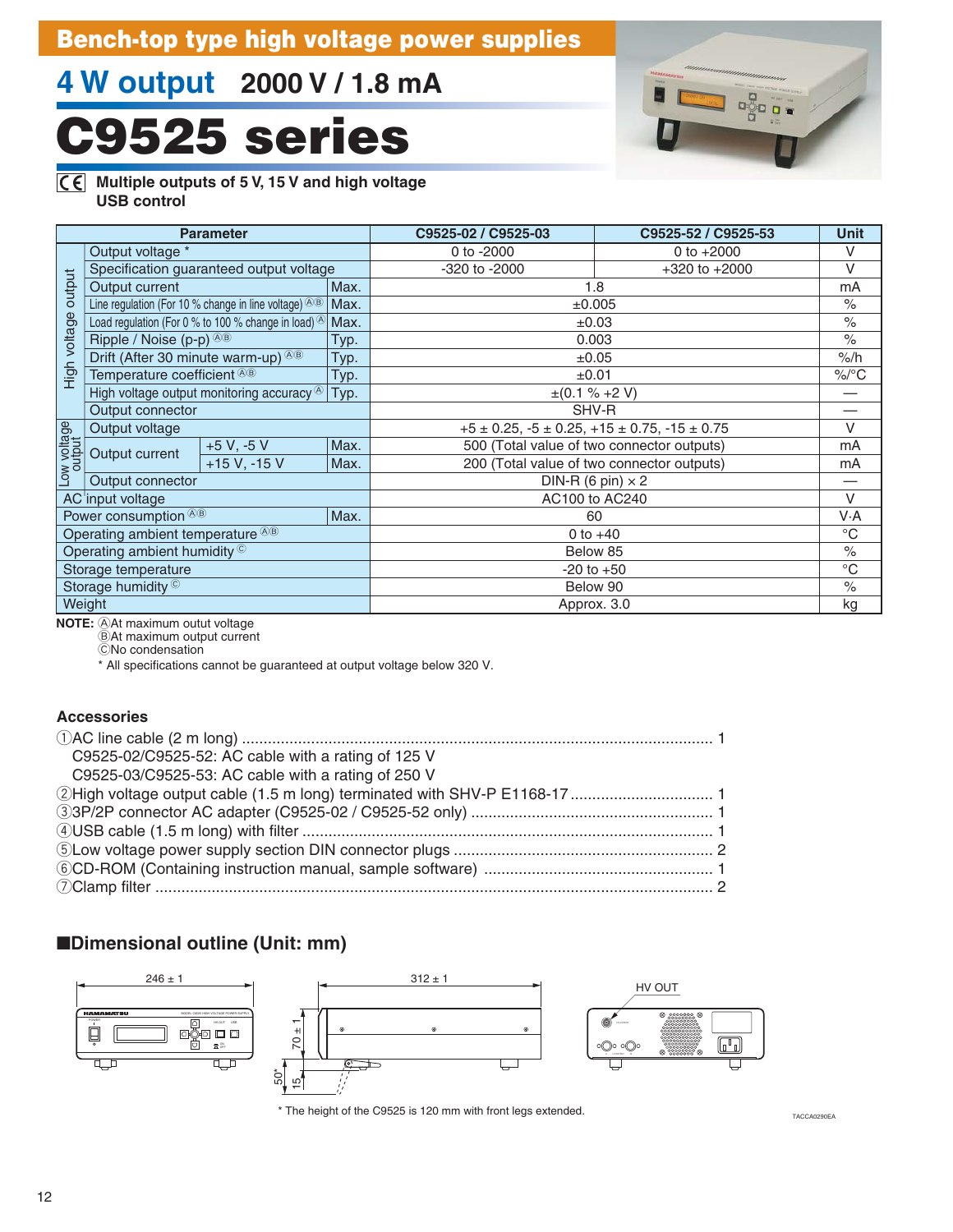# Bench-top type high voltage power supplies

## 4 W output 2000 V / 1.8 mA

# C9525 series

**Multiple outputs of 5 V, 15 V and high voltage**
**USB control**

| Parameter | | | | C9525-02 / C9525-03 | C9525-52 / C9525-53 | Unit |
|---|---|---|---|---|---|---|
| High voltage output | Output voltage * | | | 0 to -2000 | 0 to +2000 | V |
| | Specification guaranteed output voltage | | | -320 to -2000 | +320 to +2000 | V |
| | Output current | | Max. | 1.8 | | mA |
| | Line regulation (For 10 % change in line voltage) ⒶⒷ | | Max. | ±0.005 | | % |
| | Load regulation (For 0 % to 100 % change in load) Ⓐ | | Max. | ±0.03 | | % |
| | Ripple / Noise (p-p) ⒶⒷ | | Typ. | 0.003 | | % |
| | Drift (After 30 minute warm-up) ⒶⒷ | | Typ. | ±0.05 | | %/h |
| | Temperature coefficient ⒶⒷ | | Typ. | ±0.01 | | %/°C |
| | High voltage output monitoring accuracy Ⓐ | | Typ. | ±(0.1 % +2 V) | | — |
| | Output connector | | | SHV-R | | — |
| Low voltage output | Output voltage | | | +5 ± 0.25, -5 ± 0.25, +15 ± 0.75, -15 ± 0.75 | | V |
| | Output current | +5 V, -5 V | Max. | 500 (Total value of two connector outputs) | | mA |
| | | +15 V, -15 V | Max. | 200 (Total value of two connector outputs) | | mA |
| | Output connector | | | DIN-R (6 pin) × 2 | | — |
| AC input voltage | | | | AC100 to AC240 | | V |
| Power consumption ⒶⒷ | | | Max. | 60 | | V·A |
| Operating ambient temperature ⒶⒷ | | | | 0 to +40 | | °C |
| Operating ambient humidity Ⓒ | | | | Below 85 | | % |
| Storage temperature | | | | -20 to +50 | | °C |
| Storage humidity Ⓒ | | | | Below 90 | | % |
| Weight | | | | Approx. 3.0 | | kg |

**NOTE:** ⒶAt maximum outut voltage
ⒷAt maximum output current
ⒸNo condensation
\* All specifications cannot be guaranteed at output voltage below 320 V.

### Accessories

①AC line cable (2 m long) ........ 1
  C9525-02/C9525-52: AC cable with a rating of 125 V
  C9525-03/C9525-53: AC cable with a rating of 250 V
②High voltage output cable (1.5 m long) terminated with SHV-P E1168-17 ........ 1
③3P/2P connector AC adapter (C9525-02 / C9525-52 only) ........ 1
④USB cable (1.5 m long) with filter ........ 1
⑤Low voltage power supply section DIN connector plugs ........ 2
⑥CD-ROM (Containing instruction manual, sample software) ........ 1
⑦Clamp filter ........ 2

### ■Dimensional outline (Unit: mm)

246 ± 1
312 ± 1
70 ± 1
50*
15
HV OUT

\* The height of the C9525 is 120 mm with front legs extended.

TACCA0290EA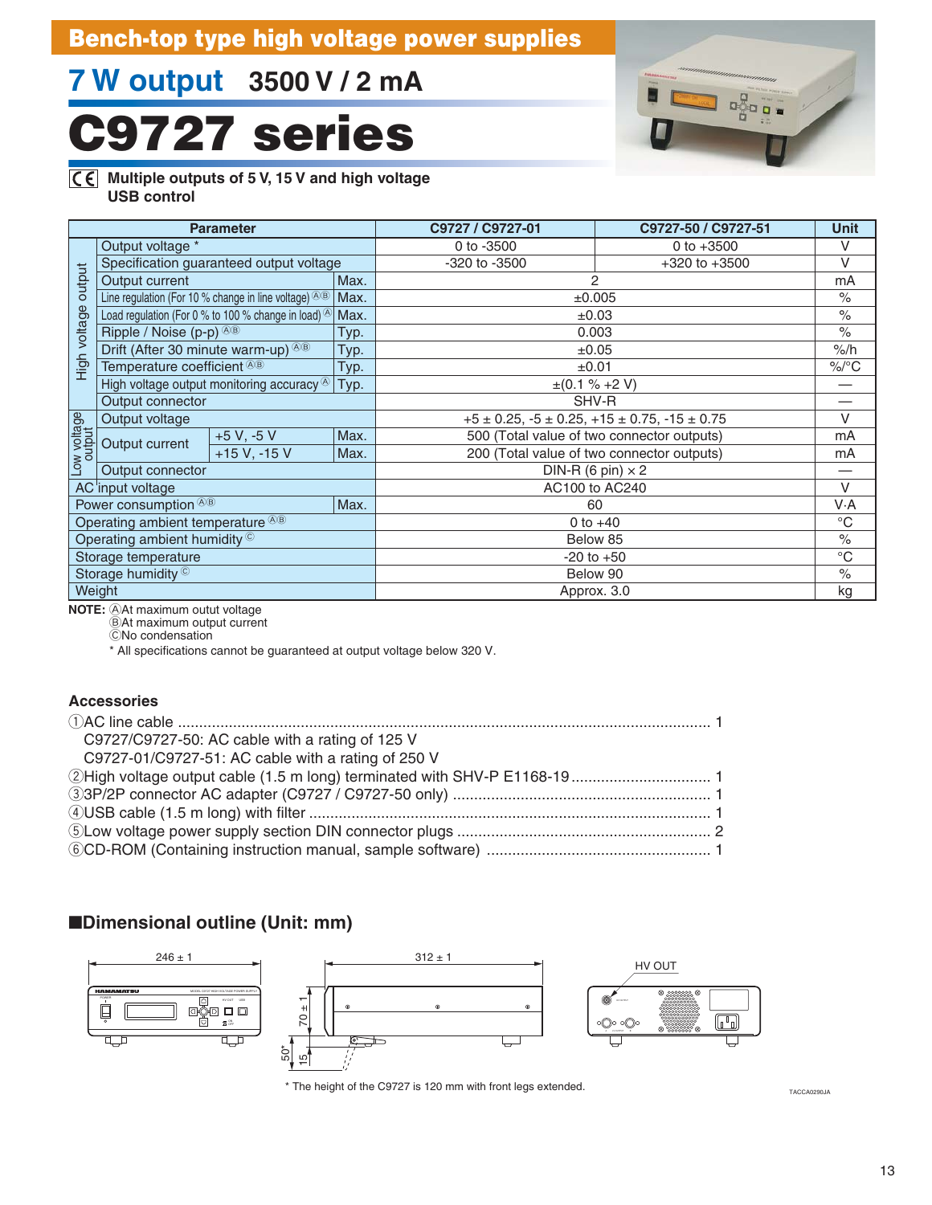# Bench-top type high voltage power supplies

## 7 W output 3500 V / 2 mA

# C9727 series

CE Multiple outputs of 5 V, 15 V and high voltage
USB control

| Parameter | | | | C9727 / C9727-01 | C9727-50 / C9727-51 | Unit |
|---|---|---|---|---|---|---|
| High voltage output | Output voltage * | | | 0 to -3500 | 0 to +3500 | V |
| | Specification guaranteed output voltage | | | -320 to -3500 | +320 to +3500 | V |
| | Output current | | Max. | 2 | | mA |
| | Line regulation (For 10 % change in line voltage) Ⓐ Ⓑ | | Max. | ±0.005 | | % |
| | Load regulation (For 0 % to 100 % change in load) Ⓐ | | Max. | ±0.03 | | % |
| | Ripple / Noise (p-p) Ⓐ Ⓑ | | Typ. | 0.003 | | % |
| | Drift (After 30 minute warm-up) Ⓐ Ⓑ | | Typ. | ±0.05 | | %/h |
| | Temperature coefficient Ⓐ Ⓑ | | Typ. | ±0.01 | | %/°C |
| | High voltage output monitoring accuracy Ⓐ | | Typ. | ±(0.1 % +2 V) | | — |
| | Output connector | | | SHV-R | | — |
| Low voltage output | Output voltage | | | +5 ± 0.25, -5 ± 0.25, +15 ± 0.75, -15 ± 0.75 | | V |
| | Output current | +5 V, -5 V | Max. | 500 (Total value of two connector outputs) | | mA |
| | | +15 V, -15 V | Max. | 200 (Total value of two connector outputs) | | mA |
| | Output connector | | | DIN-R (6 pin) × 2 | | — |
| AC input voltage | | | | AC100 to AC240 | | V |
| Power consumption Ⓐ Ⓑ | | | Max. | 60 | | V·A |
| Operating ambient temperature Ⓐ Ⓑ | | | | 0 to +40 | | °C |
| Operating ambient humidity Ⓒ | | | | Below 85 | | % |
| Storage temperature | | | | -20 to +50 | | °C |
| Storage humidity Ⓒ | | | | Below 90 | | % |
| Weight | | | | Approx. 3.0 | | kg |

**NOTE:** ⒶAt maximum outut voltage
ⒷAt maximum output current
ⒸNo condensation
\* All specifications cannot be guaranteed at output voltage below 320 V.

### Accessories

①AC line cable ............ 1
C9727/C9727-50: AC cable with a rating of 125 V
C9727-01/C9727-51: AC cable with a rating of 250 V
②High voltage output cable (1.5 m long) terminated with SHV-P E1168-19 ............ 1
③3P/2P connector AC adapter (C9727 / C9727-50 only) ............ 1
④USB cable (1.5 m long) with filter ............ 1
⑤Low voltage power supply section DIN connector plugs ............ 2
⑥CD-ROM (Containing instruction manual, sample software) ............ 1

### ■Dimensional outline (Unit: mm)

246 ± 1 &nbsp;&nbsp; 312 ± 1 &nbsp;&nbsp; 70 ± 1 &nbsp;&nbsp; 15 &nbsp;&nbsp; 50* &nbsp;&nbsp; HV OUT

\* The height of the C9727 is 120 mm with front legs extended.

TACCA0290JA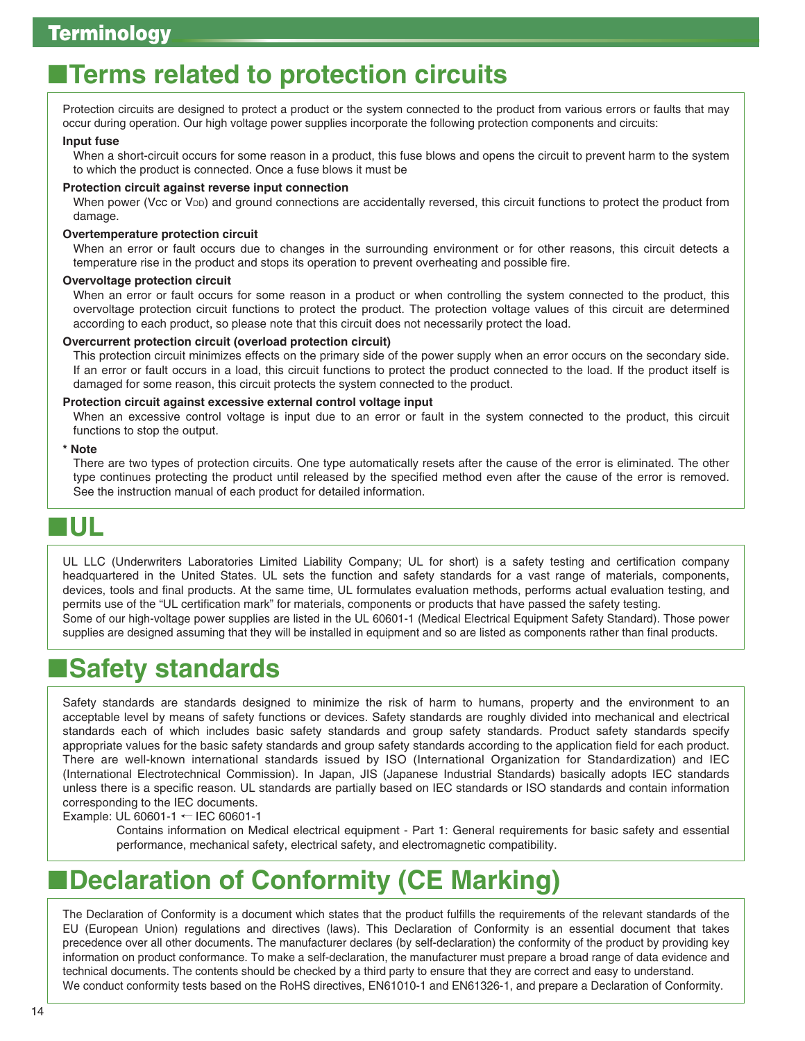# Terminology

## ■Terms related to protection circuits

Protection circuits are designed to protect a product or the system connected to the product from various errors or faults that may occur during operation. Our high voltage power supplies incorporate the following protection components and circuits:

**Input fuse**

When a short-circuit occurs for some reason in a product, this fuse blows and opens the circuit to prevent harm to the system to which the product is connected. Once a fuse blows it must be

**Protection circuit against reverse input connection**

When power (Vcc or $V_{DD}$) and ground connections are accidentally reversed, this circuit functions to protect the product from damage.

**Overtemperature protection circuit**

When an error or fault occurs due to changes in the surrounding environment or for other reasons, this circuit detects a temperature rise in the product and stops its operation to prevent overheating and possible fire.

**Overvoltage protection circuit**

When an error or fault occurs for some reason in a product or when controlling the system connected to the product, this overvoltage protection circuit functions to protect the product. The protection voltage values of this circuit are determined according to each product, so please note that this circuit does not necessarily protect the load.

**Overcurrent protection circuit (overload protection circuit)**

This protection circuit minimizes effects on the primary side of the power supply when an error occurs on the secondary side. If an error or fault occurs in a load, this circuit functions to protect the product connected to the load. If the product itself is damaged for some reason, this circuit protects the system connected to the product.

**Protection circuit against excessive external control voltage input**

When an excessive control voltage is input due to an error or fault in the system connected to the product, this circuit functions to stop the output.

**\* Note**

There are two types of protection circuits. One type automatically resets after the cause of the error is eliminated. The other type continues protecting the product until released by the specified method even after the cause of the error is removed. See the instruction manual of each product for detailed information.

## ■UL

UL LLC (Underwriters Laboratories Limited Liability Company; UL for short) is a safety testing and certification company headquartered in the United States. UL sets the function and safety standards for a vast range of materials, components, devices, tools and final products. At the same time, UL formulates evaluation methods, performs actual evaluation testing, and permits use of the "UL certification mark" for materials, components or products that have passed the safety testing.
Some of our high-voltage power supplies are listed in the UL 60601-1 (Medical Electrical Equipment Safety Standard). Those power supplies are designed assuming that they will be installed in equipment and so are listed as components rather than final products.

## ■Safety standards

Safety standards are standards designed to minimize the risk of harm to humans, property and the environment to an acceptable level by means of safety functions or devices. Safety standards are roughly divided into mechanical and electrical standards each of which includes basic safety standards and group safety standards. Product safety standards specify appropriate values for the basic safety standards and group safety standards according to the application field for each product. There are well-known international standards issued by ISO (International Organization for Standardization) and IEC (International Electrotechnical Commission). In Japan, JIS (Japanese Industrial Standards) basically adopts IEC standards unless there is a specific reason. UL standards are partially based on IEC standards or ISO standards and contain information corresponding to the IEC documents.
Example: UL 60601-1 ← IEC 60601-1

Contains information on Medical electrical equipment - Part 1: General requirements for basic safety and essential performance, mechanical safety, electrical safety, and electromagnetic compatibility.

## ■Declaration of Conformity (CE Marking)

The Declaration of Conformity is a document which states that the product fulfills the requirements of the relevant standards of the EU (European Union) regulations and directives (laws). This Declaration of Conformity is an essential document that takes precedence over all other documents. The manufacturer declares (by self-declaration) the conformity of the product by providing key information on product conformance. To make a self-declaration, the manufacturer must prepare a broad range of data evidence and technical documents. The contents should be checked by a third party to ensure that they are correct and easy to understand.
We conduct conformity tests based on the RoHS directives, EN61010-1 and EN61326-1, and prepare a Declaration of Conformity.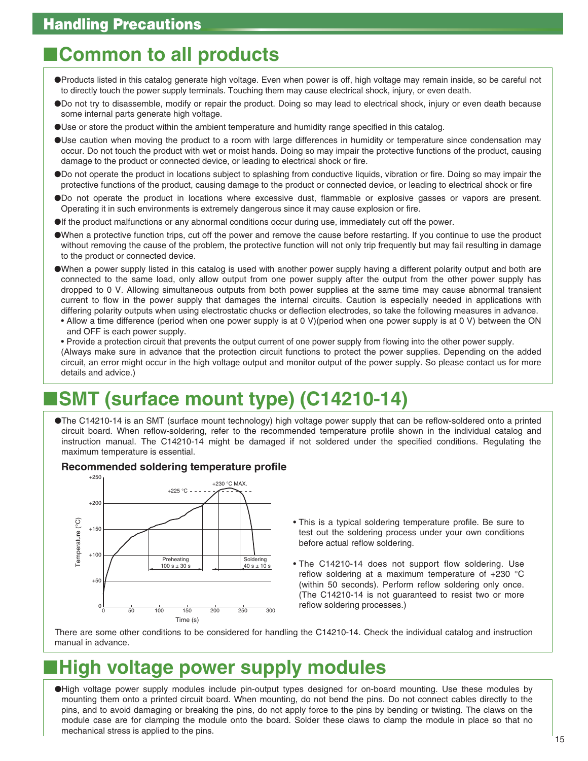## Handling Precautions

# ■Common to all products

- Products listed in this catalog generate high voltage. Even when power is off, high voltage may remain inside, so be careful not to directly touch the power supply terminals. Touching them may cause electrical shock, injury, or even death.
- Do not try to disassemble, modify or repair the product. Doing so may lead to electrical shock, injury or even death because some internal parts generate high voltage.
- Use or store the product within the ambient temperature and humidity range specified in this catalog.
- Use caution when moving the product to a room with large differences in humidity or temperature since condensation may occur. Do not touch the product with wet or moist hands. Doing so may impair the protective functions of the product, causing damage to the product or connected device, or leading to electrical shock or fire.
- Do not operate the product in locations subject to splashing from conductive liquids, vibration or fire. Doing so may impair the protective functions of the product, causing damage to the product or connected device, or leading to electrical shock or fire
- Do not operate the product in locations where excessive dust, flammable or explosive gasses or vapors are present. Operating it in such environments is extremely dangerous since it may cause explosion or fire.
- If the product malfunctions or any abnormal conditions occur during use, immediately cut off the power.
- When a protective function trips, cut off the power and remove the cause before restarting. If you continue to use the product without removing the cause of the problem, the protective function will not only trip frequently but may fail resulting in damage to the product or connected device.
- When a power supply listed in this catalog is used with another power supply having a different polarity output and both are connected to the same load, only allow output from one power supply after the output from the other power supply has dropped to 0 V. Allowing simultaneous outputs from both power supplies at the same time may cause abnormal transient current to flow in the power supply that damages the internal circuits. Caution is especially needed in applications with differing polarity outputs when using electrostatic chucks or deflection electrodes, so take the following measures in advance.
  - Allow a time difference (period when one power supply is at 0 V)(period when one power supply is at 0 V) between the ON and OFF is each power supply.
  - Provide a protection circuit that prevents the output current of one power supply from flowing into the other power supply.

  (Always make sure in advance that the protection circuit functions to protect the power supplies. Depending on the added circuit, an error might occur in the high voltage output and monitor output of the power supply. So please contact us for more details and advice.)

# ■SMT (surface mount type) (C14210-14)

- The C14210-14 is an SMT (surface mount technology) high voltage power supply that can be reflow-soldered onto a printed circuit board. When reflow-soldering, refer to the recommended temperature profile shown in the individual catalog and instruction manual. The C14210-14 might be damaged if not soldered under the specified conditions. Regulating the maximum temperature is essential.

### Recommended soldering temperature profile

(Graph: Temperature (°C) vs Time (s); +225 °C, +230 °C MAX.; Preheating 100 s ± 30 s; Soldering 40 s ± 10 s)

- This is a typical soldering temperature profile. Be sure to test out the soldering process under your own conditions before actual reflow soldering.
- The C14210-14 does not support flow soldering. Use reflow soldering at a maximum temperature of +230 °C (within 50 seconds). Perform reflow soldering only once. (The C14210-14 is not guaranteed to resist two or more reflow soldering processes.)

There are some other conditions to be considered for handling the C14210-14. Check the individual catalog and instruction manual in advance.

# ■High voltage power supply modules

- High voltage power supply modules include pin-output types designed for on-board mounting. Use these modules by mounting them onto a printed circuit board. When mounting, do not bend the pins. Do not connect cables directly to the pins, and to avoid damaging or breaking the pins, do not apply force to the pins by bending or twisting. The claws on the module case are for clamping the module onto the board. Solder these claws to clamp the module in place so that no mechanical stress is applied to the pins.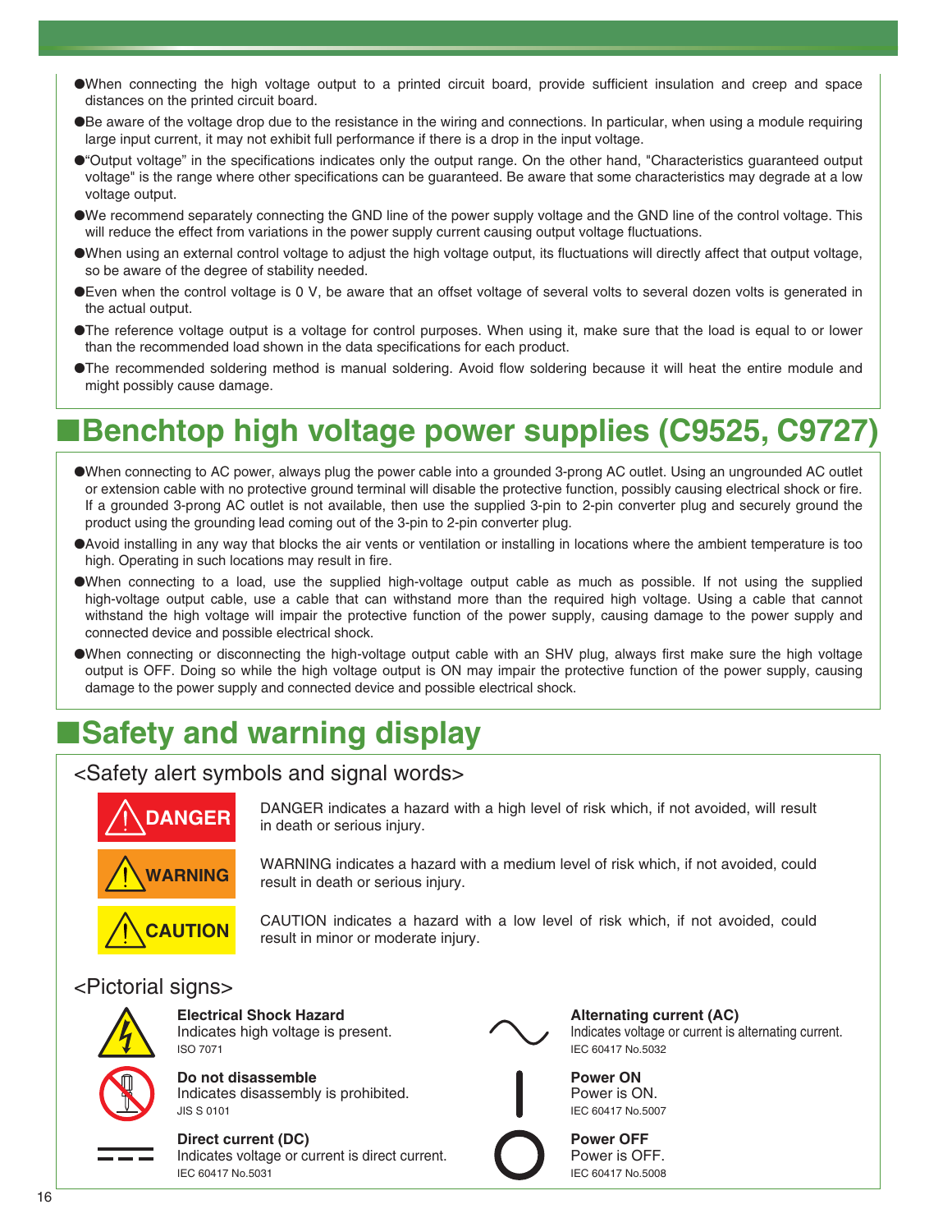- When connecting the high voltage output to a printed circuit board, provide sufficient insulation and creep and space distances on the printed circuit board.
- Be aware of the voltage drop due to the resistance in the wiring and connections. In particular, when using a module requiring large input current, it may not exhibit full performance if there is a drop in the input voltage.
- "Output voltage" in the specifications indicates only the output range. On the other hand, "Characteristics guaranteed output voltage" is the range where other specifications can be guaranteed. Be aware that some characteristics may degrade at a low voltage output.
- We recommend separately connecting the GND line of the power supply voltage and the GND line of the control voltage. This will reduce the effect from variations in the power supply current causing output voltage fluctuations.
- When using an external control voltage to adjust the high voltage output, its fluctuations will directly affect that output voltage, so be aware of the degree of stability needed.
- Even when the control voltage is 0 V, be aware that an offset voltage of several volts to several dozen volts is generated in the actual output.
- The reference voltage output is a voltage for control purposes. When using it, make sure that the load is equal to or lower than the recommended load shown in the data specifications for each product.
- The recommended soldering method is manual soldering. Avoid flow soldering because it will heat the entire module and might possibly cause damage.

## ■Benchtop high voltage power supplies (C9525, C9727)

- When connecting to AC power, always plug the power cable into a grounded 3-prong AC outlet. Using an ungrounded AC outlet or extension cable with no protective ground terminal will disable the protective function, possibly causing electrical shock or fire. If a grounded 3-prong AC outlet is not available, then use the supplied 3-pin to 2-pin converter plug and securely ground the product using the grounding lead coming out of the 3-pin to 2-pin converter plug.
- Avoid installing in any way that blocks the air vents or ventilation or installing in locations where the ambient temperature is too high. Operating in such locations may result in fire.
- When connecting to a load, use the supplied high-voltage output cable as much as possible. If not using the supplied high-voltage output cable, use a cable that can withstand more than the required high voltage. Using a cable that cannot withstand the high voltage will impair the protective function of the power supply, causing damage to the power supply and connected device and possible electrical shock.
- When connecting or disconnecting the high-voltage output cable with an SHV plug, always first make sure the high voltage output is OFF. Doing so while the high voltage output is ON may impair the protective function of the power supply, causing damage to the power supply and connected device and possible electrical shock.

## ■Safety and warning display

### <Safety alert symbols and signal words>

**DANGER**: DANGER indicates a hazard with a high level of risk which, if not avoided, will result in death or serious injury.

**WARNING**: WARNING indicates a hazard with a medium level of risk which, if not avoided, could result in death or serious injury.

**CAUTION**: CAUTION indicates a hazard with a low level of risk which, if not avoided, could result in minor or moderate injury.

### <Pictorial signs>

**Electrical Shock Hazard**
Indicates high voltage is present.
ISO 7071

**Do not disassemble**
Indicates disassembly is prohibited.
JIS S 0101

**Direct current (DC)**
Indicates voltage or current is direct current.
IEC 60417 No.5031

**Alternating current (AC)**
Indicates voltage or current is alternating current.
IEC 60417 No.5032

**Power ON**
Power is ON.
IEC 60417 No.5007

**Power OFF**
Power is OFF.
IEC 60417 No.5008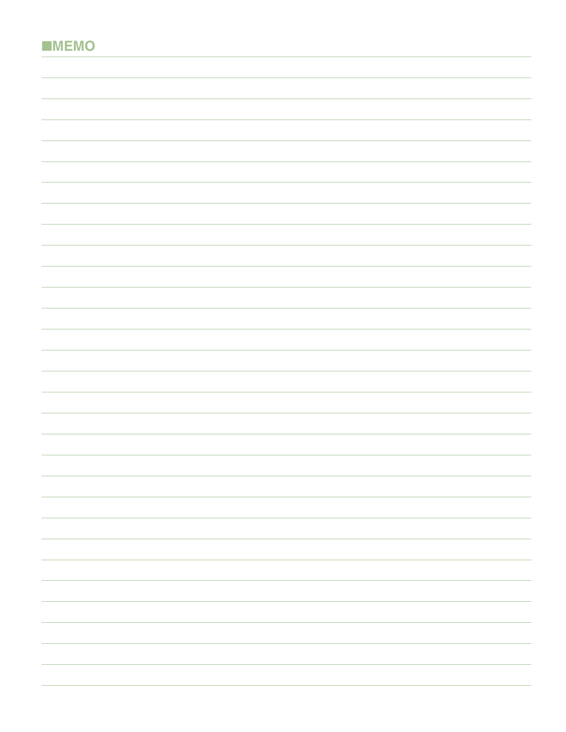## ■MEMO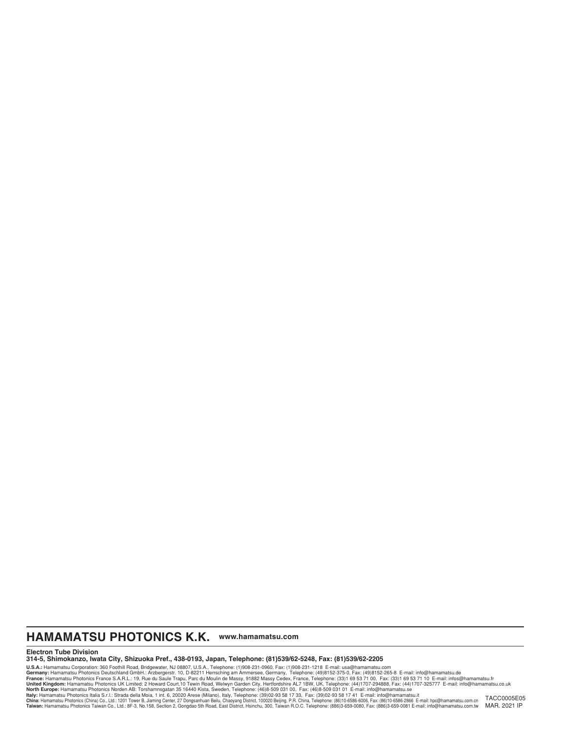**HAMAMATSU PHOTONICS K.K.** **www.hamamatsu.com**

**Electron Tube Division**
**314-5, Shimokanzo, Iwata City, Shizuoka Pref., 438-0193, Japan, Telephone: (81)539/62-5248, Fax: (81)539/62-2205**

**U.S.A.:** Hamamatsu Corporation: 360 Foothill Road, Bridgewater, NJ 08807, U.S.A., Telephone: (1)908-231-0960, Fax: (1)908-231-1218 E-mail: usa@hamamatsu.com
**Germany:** Hamamatsu Photonics Deutschland GmbH.: Arzbergerstr. 10, D-82211 Herrsching am Ammersee, Germany, Telephone: (49)8152-375-0, Fax: (49)8152-265-8 E-mail: info@hamamatsu.de
**France:** Hamamatsu Photonics France S.A.R.L.: 19, Rue du Saule Trapu, Parc du Moulin de Massy, 91882 Massy Cedex, France, Telephone: (33)1 69 53 71 00, Fax: (33)1 69 53 71 10 E-mail: infos@hamamatsu.fr
**United Kingdom:** Hamamatsu Photonics UK Limited: 2 Howard Court,10 Tewin Road, Welwyn Garden City, Hertfordshire AL7 1BW, UK, Telephone: (44)1707-294888, Fax: (44)1707-325777 E-mail: info@hamamatsu.co.uk
**North Europe:** Hamamatsu Photonics Norden AB: Torshamnsgatan 35 16440 Kista, Sweden, Telephone: (46)8-509 031 00, Fax: (46)8-509 031 01 E-mail: info@hamamatsu.se
**Italy:** Hamamatsu Photonics Italia S.r.l.: Strada della Moia, 1 int. 6, 20020 Arese (Milano), Italy, Telephone: (39)02-93 58 17 33, Fax: (39)02-93 58 17 41 E-mail: info@hamamatsu.it
**China:** Hamamatsu Photonics (China) Co., Ltd.: 1201 Tower B, Jiaming Center, 27 Dongsanhuan Beilu, Chaoyang District, 100020 Beijing, P.R. China, Telephone: (86)10-6586-6006, Fax: (86)10-6586-2866 E-mail: hpc@hamamatsu.com.cn
**Taiwan:** Hamamatsu Photonics Taiwan Co., Ltd.: 8F-3, No.158, Section 2, Gongdao 5th Road, East District, Hsinchu, 300, Taiwan R.O.C. Telephone: (886)3-659-0080, Fax: (886)3-659-0081 E-mail: info@hamamatsu.com.tw

TACC0005E05
MAR. 2021 IP